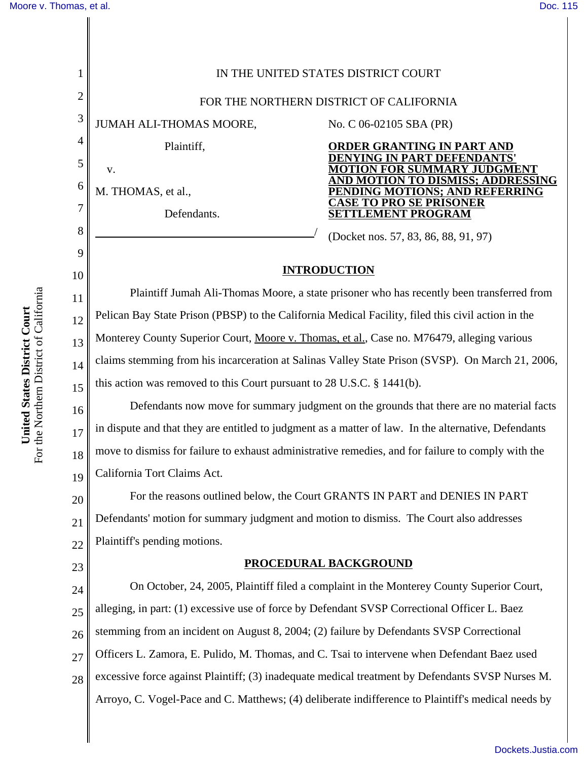IN THE UNITED STATES DISTRICT COURT

FOR THE NORTHERN DISTRICT OF CALIFORNIA

JUMAH ALI-THOMAS MOORE,

Plaintiff,

v.

M. THOMAS, et al.,

Defendants.

No. C 06-02105 SBA (PR)

**ORDER GRANTING IN PART AND DENYING IN PART DEFENDANTS' MOTION FOR SUMMARY JUDGMENT AND MOTION TO DISMISS; ADDRESSING PENDING MOTIONS; AND REFERRING CASE TO PRO SE PRISONER SETTLEMENT PROGRAM**

(Docket nos. 57, 83, 86, 88, 91, 97)

## INTRODUCTION

Plaintiff Jumah Ali-Thomas Moore, a state prisoner who has recently been transferred from Pelican Bay State Prison (PBSP) to the California Medical Facility, filed this civil action in the Monterey County Superior Court, Moore v. Thomas, et al., Case no. M76479, alleging various claims stemming from his incarceration at Salinas Valley State Prison (SVSP). On March 21, 2006, this action was removed to this Court pursuant to 28 U.S.C. § 1441(b).

Defendants now move for summary judgment on the grounds that there are no material facts in dispute and that they are entitled to judgment as a matter of law. In the alternative, Defendants move to dismiss for failure to exhaust administrative remedies, and for failure to comply with the California Tort Claims Act.

For the reasons outlined below, the Court GRANTS IN PART and DENIES IN PART Defendants' motion for summary judgment and motion to dismiss. The Court also addresses Plaintiff's pending motions.

## PROCEDURAL BACKGROUND

On October, 24, 2005, Plaintiff filed a complaint in the Monterey County Superior Court, alleging, in part: (1) excessive use of force by Defendant SVSP Correctional Officer L. Baez stemming from an incident on August 8, 2004; (2) failure by Defendants SVSP Correctional Officers L. Zamora, E. Pulido, M. Thomas, and C. Tsai to intervene when Defendant Baez used excessive force against Plaintiff; (3) inadequate medical treatment by Defendants SVSP Nurses M. Arroyo, C. Vogel-Pace and C. Matthews; (4) deliberate indifference to Plaintiff's medical needs by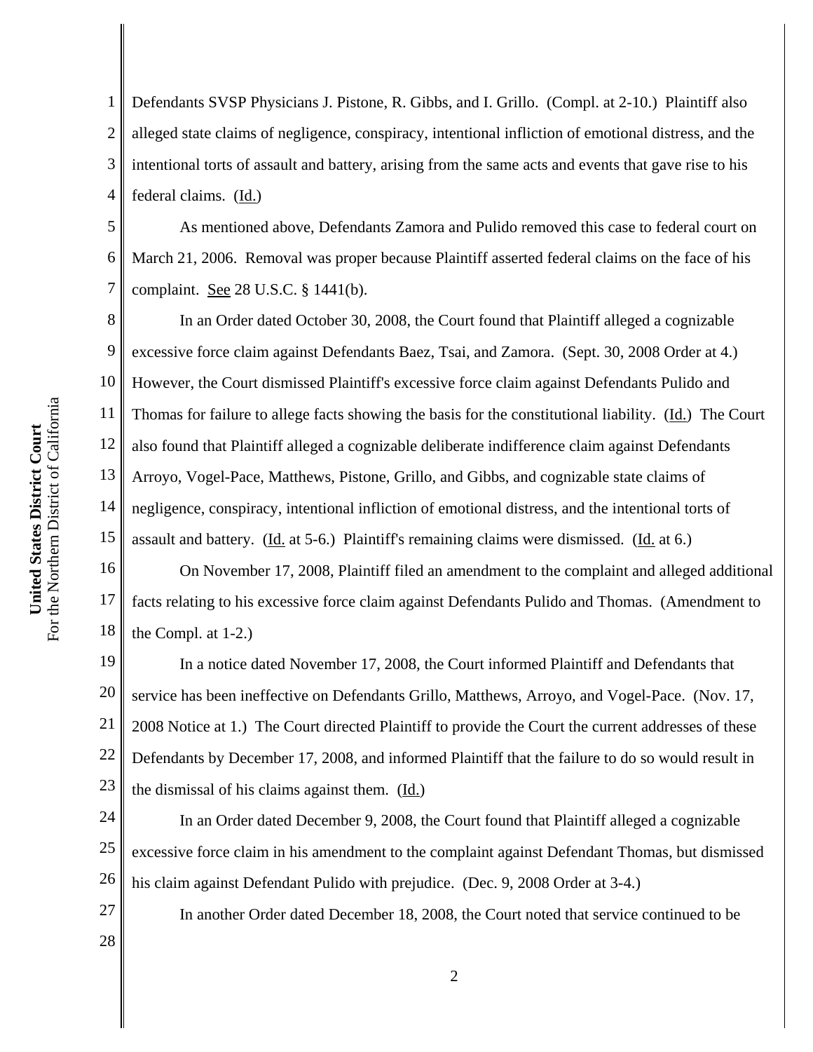Defendants SVSP Physicians J. Pistone, R. Gibbs, and I. Grillo. (Compl. at 2-10.) Plaintiff also alleged state claims of negligence, conspiracy, intentional infliction of emotional distress, and the intentional torts of assault and battery, arising from the same acts and events that gave rise to his federal claims. (Id.)

As mentioned above, Defendants Zamora and Pulido removed this case to federal court on March 21, 2006. Removal was proper because Plaintiff asserted federal claims on the face of his complaint. See 28 U.S.C. § 1441(b).

In an Order dated October 30, 2008, the Court found that Plaintiff alleged a cognizable excessive force claim against Defendants Baez, Tsai, and Zamora. (Sept. 30, 2008 Order at 4.) However, the Court dismissed Plaintiff's excessive force claim against Defendants Pulido and Thomas for failure to allege facts showing the basis for the constitutional liability. (Id.) The Court also found that Plaintiff alleged a cognizable deliberate indifference claim against Defendants Arroyo, Vogel-Pace, Matthews, Pistone, Grillo, and Gibbs, and cognizable state claims of negligence, conspiracy, intentional infliction of emotional distress, and the intentional torts of assault and battery. (Id. at 5-6.) Plaintiff's remaining claims were dismissed. (Id. at 6.)

On November 17, 2008, Plaintiff filed an amendment to the complaint and alleged additional facts relating to his excessive force claim against Defendants Pulido and Thomas. (Amendment to the Compl. at 1-2.)

In a notice dated November 17, 2008, the Court informed Plaintiff and Defendants that service has been ineffective on Defendants Grillo, Matthews, Arroyo, and Vogel-Pace. (Nov. 17, 2008 Notice at 1.) The Court directed Plaintiff to provide the Court the current addresses of these Defendants by December 17, 2008, and informed Plaintiff that the failure to do so would result in the dismissal of his claims against them. (Id.)

In an Order dated December 9, 2008, the Court found that Plaintiff alleged a cognizable excessive force claim in his amendment to the complaint against Defendant Thomas, but dismissed his claim against Defendant Pulido with prejudice. (Dec. 9, 2008 Order at 3-4.)

In another Order dated December 18, 2008, the Court noted that service continued to be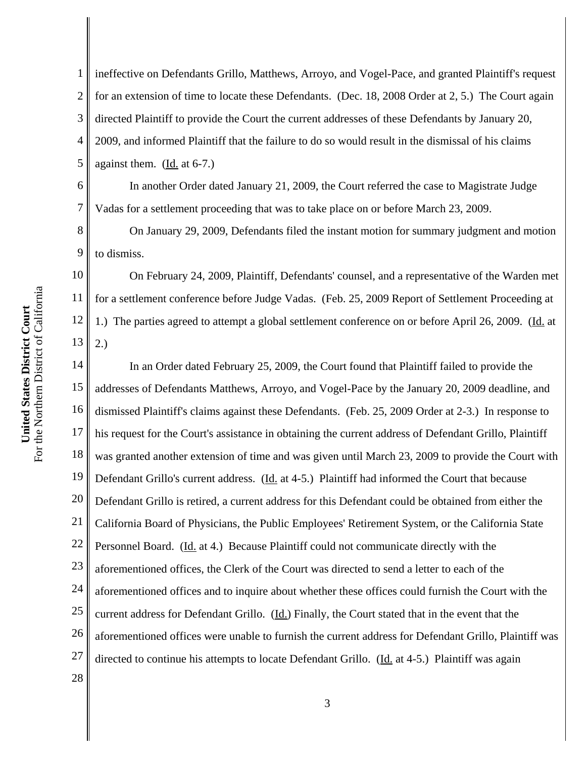ineffective on Defendants Grillo, Matthews, Arroyo, and Vogel-Pace, and granted Plaintiff's request for an extension of time to locate these Defendants. (Dec. 18, 2008 Order at 2, 5.) The Court again directed Plaintiff to provide the Court the current addresses of these Defendants by January 20, 2009, and informed Plaintiff that the failure to do so would result in the dismissal of his claims against them. (Id. at 6-7.)

In another Order dated January 21, 2009, the Court referred the case to Magistrate Judge Vadas for a settlement proceeding that was to take place on or before March 23, 2009.

On January 29, 2009, Defendants filed the instant motion for summary judgment and motion to dismiss.

On February 24, 2009, Plaintiff, Defendants' counsel, and a representative of the Warden met for a settlement conference before Judge Vadas. (Feb. 25, 2009 Report of Settlement Proceeding at 1.) The parties agreed to attempt a global settlement conference on or before April 26, 2009. (Id. at 2.)

In an Order dated February 25, 2009, the Court found that Plaintiff failed to provide the addresses of Defendants Matthews, Arroyo, and Vogel-Pace by the January 20, 2009 deadline, and dismissed Plaintiff's claims against these Defendants. (Feb. 25, 2009 Order at 2-3.) In response to his request for the Court's assistance in obtaining the current address of Defendant Grillo, Plaintiff was granted another extension of time and was given until March 23, 2009 to provide the Court with Defendant Grillo's current address. (Id. at 4-5.) Plaintiff had informed the Court that because Defendant Grillo is retired, a current address for this Defendant could be obtained from either the California Board of Physicians, the Public Employees' Retirement System, or the California State Personnel Board. (Id. at 4.) Because Plaintiff could not communicate directly with the aforementioned offices, the Clerk of the Court was directed to send a letter to each of the aforementioned offices and to inquire about whether these offices could furnish the Court with the current address for Defendant Grillo. (Id.) Finally, the Court stated that in the event that the aforementioned offices were unable to furnish the current address for Defendant Grillo, Plaintiff was directed to continue his attempts to locate Defendant Grillo. (Id. at 4-5.) Plaintiff was again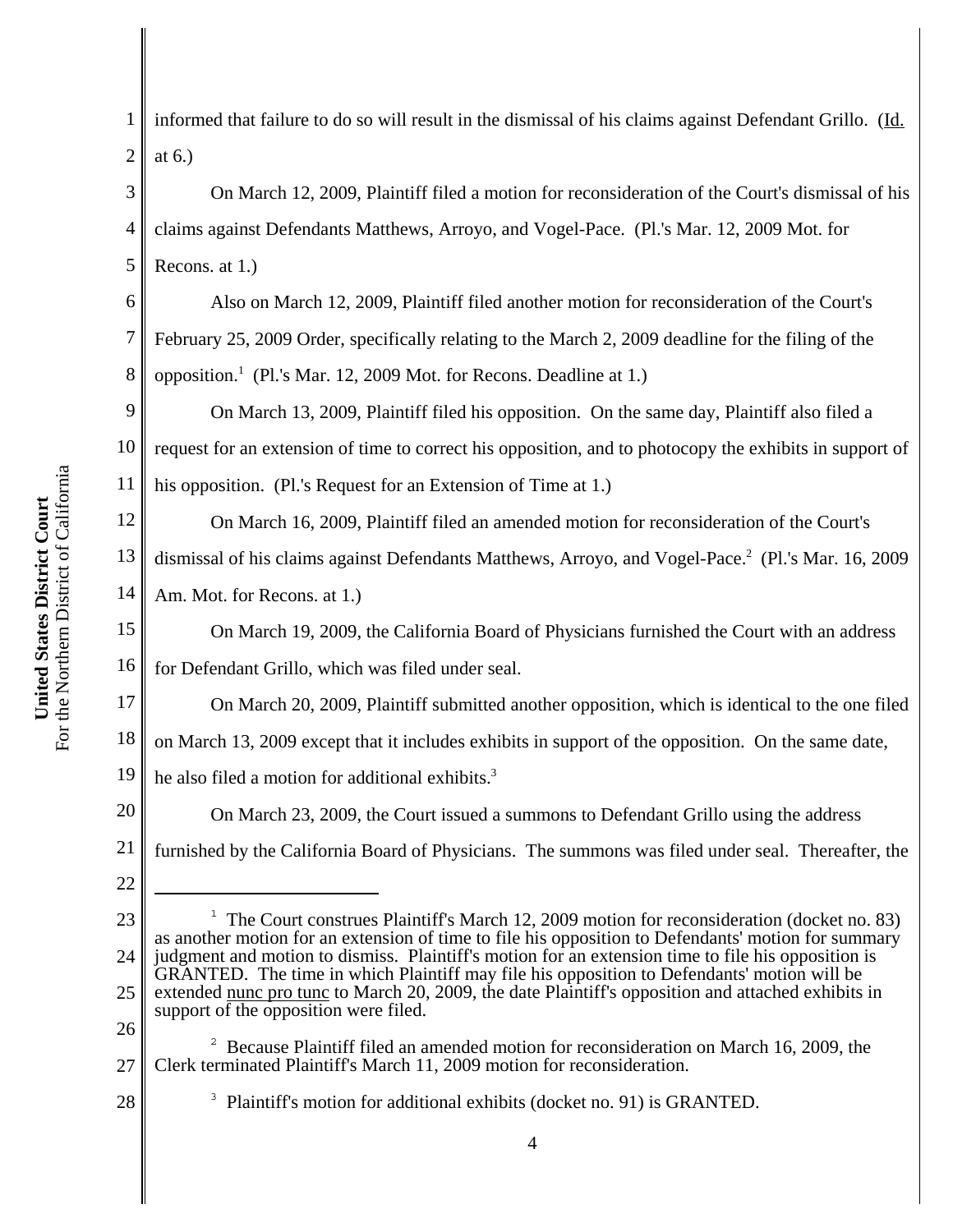informed that failure to do so will result in the dismissal of his claims against Defendant Grillo. (Id. at 6.)

On March 12, 2009, Plaintiff filed a motion for reconsideration of the Court's dismissal of his claims against Defendants Matthews, Arroyo, and Vogel-Pace. (Pl.'s Mar. 12, 2009 Mot. for Recons. at 1.)

Also on March 12, 2009, Plaintiff filed another motion for reconsideration of the Court's February 25, 2009 Order, specifically relating to the March 2, 2009 deadline for the filing of the opposition.[1] (Pl.'s Mar. 12, 2009 Mot. for Recons. Deadline at 1.)

On March 13, 2009, Plaintiff filed his opposition. On the same day, Plaintiff also filed a request for an extension of time to correct his opposition, and to photocopy the exhibits in support of his opposition. (Pl.'s Request for an Extension of Time at 1.)

On March 16, 2009, Plaintiff filed an amended motion for reconsideration of the Court's dismissal of his claims against Defendants Matthews, Arroyo, and Vogel-Pace.[2] (Pl.'s Mar. 16, 2009 Am. Mot. for Recons. at 1.)

On March 19, 2009, the California Board of Physicians furnished the Court with an address for Defendant Grillo, which was filed under seal.

On March 20, 2009, Plaintiff submitted another opposition, which is identical to the one filed on March 13, 2009 except that it includes exhibits in support of the opposition. On the same date, he also filed a motion for additional exhibits.[3]

On March 23, 2009, the Court issued a summons to Defendant Grillo using the address furnished by the California Board of Physicians. The summons was filed under seal. Thereafter, the

---

[1] The Court construes Plaintiff's March 12, 2009 motion for reconsideration (docket no. 83) as another motion for an extension of time to file his opposition to Defendants' motion for summary judgment and motion to dismiss. Plaintiff's motion for an extension time to file his opposition is GRANTED. The time in which Plaintiff may file his opposition to Defendants' motion will be extended nunc pro tunc to March 20, 2009, the date Plaintiff's opposition and attached exhibits in support of the opposition were filed.

[2] Because Plaintiff filed an amended motion for reconsideration on March 16, 2009, the Clerk terminated Plaintiff's March 11, 2009 motion for reconsideration.

[3] Plaintiff's motion for additional exhibits (docket no. 91) is GRANTED.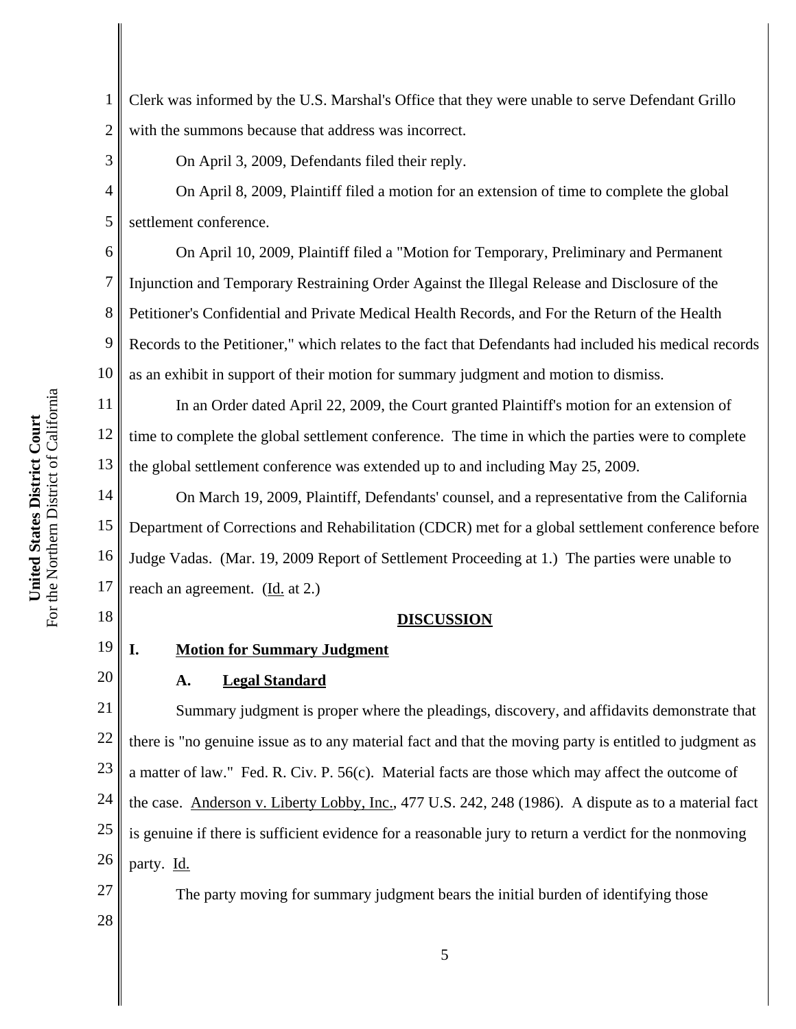Clerk was informed by the U.S. Marshal's Office that they were unable to serve Defendant Grillo with the summons because that address was incorrect.

On April 3, 2009, Defendants filed their reply.

On April 8, 2009, Plaintiff filed a motion for an extension of time to complete the global settlement conference.

On April 10, 2009, Plaintiff filed a "Motion for Temporary, Preliminary and Permanent Injunction and Temporary Restraining Order Against the Illegal Release and Disclosure of the Petitioner's Confidential and Private Medical Health Records, and For the Return of the Health Records to the Petitioner," which relates to the fact that Defendants had included his medical records as an exhibit in support of their motion for summary judgment and motion to dismiss.

In an Order dated April 22, 2009, the Court granted Plaintiff's motion for an extension of time to complete the global settlement conference. The time in which the parties were to complete the global settlement conference was extended up to and including May 25, 2009.

On March 19, 2009, Plaintiff, Defendants' counsel, and a representative from the California Department of Corrections and Rehabilitation (CDCR) met for a global settlement conference before Judge Vadas. (Mar. 19, 2009 Report of Settlement Proceeding at 1.) The parties were unable to reach an agreement. (Id. at 2.)

## DISCUSSION

### I. Motion for Summary Judgment

#### A. Legal Standard

Summary judgment is proper where the pleadings, discovery, and affidavits demonstrate that there is "no genuine issue as to any material fact and that the moving party is entitled to judgment as a matter of law." Fed. R. Civ. P. 56(c). Material facts are those which may affect the outcome of the case. Anderson v. Liberty Lobby, Inc., 477 U.S. 242, 248 (1986). A dispute as to a material fact is genuine if there is sufficient evidence for a reasonable jury to return a verdict for the nonmoving party. Id.

The party moving for summary judgment bears the initial burden of identifying those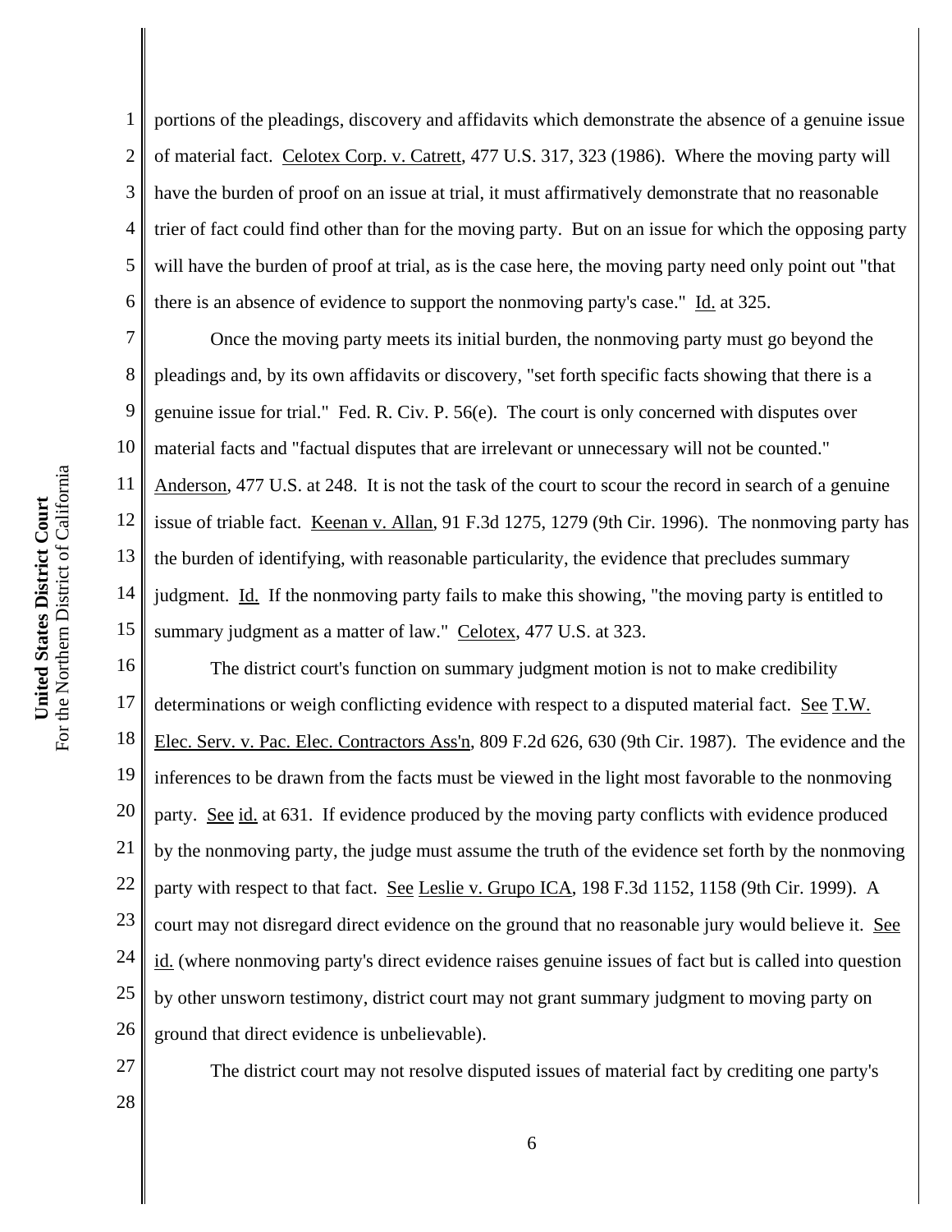portions of the pleadings, discovery and affidavits which demonstrate the absence of a genuine issue of material fact. Celotex Corp. v. Catrett, 477 U.S. 317, 323 (1986). Where the moving party will have the burden of proof on an issue at trial, it must affirmatively demonstrate that no reasonable trier of fact could find other than for the moving party. But on an issue for which the opposing party will have the burden of proof at trial, as is the case here, the moving party need only point out "that there is an absence of evidence to support the nonmoving party's case." Id. at 325.

Once the moving party meets its initial burden, the nonmoving party must go beyond the pleadings and, by its own affidavits or discovery, "set forth specific facts showing that there is a genuine issue for trial." Fed. R. Civ. P. 56(e). The court is only concerned with disputes over material facts and "factual disputes that are irrelevant or unnecessary will not be counted." Anderson, 477 U.S. at 248. It is not the task of the court to scour the record in search of a genuine issue of triable fact. Keenan v. Allan, 91 F.3d 1275, 1279 (9th Cir. 1996). The nonmoving party has the burden of identifying, with reasonable particularity, the evidence that precludes summary judgment. Id. If the nonmoving party fails to make this showing, "the moving party is entitled to summary judgment as a matter of law." Celotex, 477 U.S. at 323.

The district court's function on summary judgment motion is not to make credibility determinations or weigh conflicting evidence with respect to a disputed material fact. See T.W. Elec. Serv. v. Pac. Elec. Contractors Ass'n, 809 F.2d 626, 630 (9th Cir. 1987). The evidence and the inferences to be drawn from the facts must be viewed in the light most favorable to the nonmoving party. See id. at 631. If evidence produced by the moving party conflicts with evidence produced by the nonmoving party, the judge must assume the truth of the evidence set forth by the nonmoving party with respect to that fact. See Leslie v. Grupo ICA, 198 F.3d 1152, 1158 (9th Cir. 1999). A court may not disregard direct evidence on the ground that no reasonable jury would believe it. See id. (where nonmoving party's direct evidence raises genuine issues of fact but is called into question by other unsworn testimony, district court may not grant summary judgment to moving party on ground that direct evidence is unbelievable).

The district court may not resolve disputed issues of material fact by crediting one party's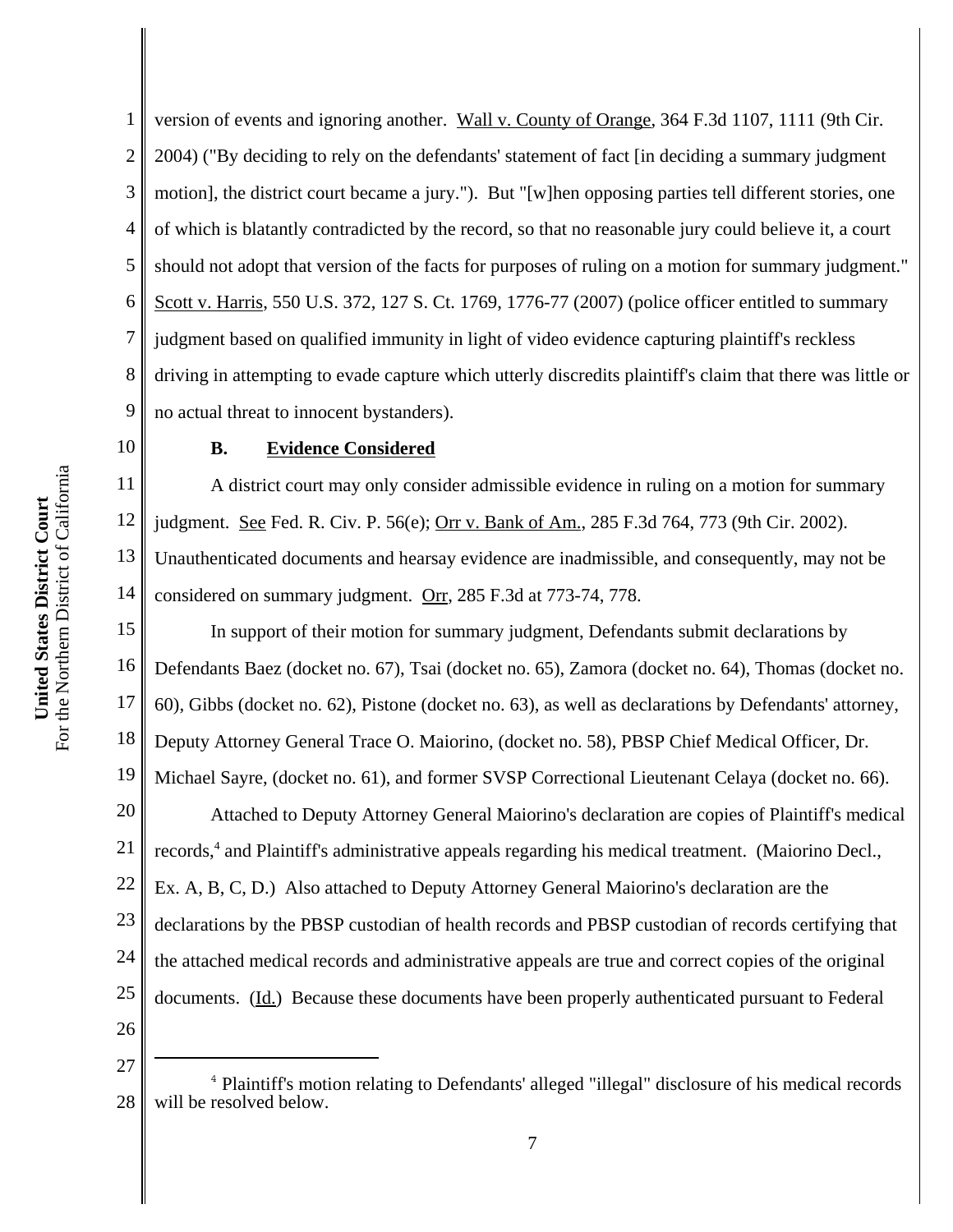version of events and ignoring another. Wall v. County of Orange, 364 F.3d 1107, 1111 (9th Cir. 2004) ("By deciding to rely on the defendants' statement of fact [in deciding a summary judgment motion], the district court became a jury."). But "[w]hen opposing parties tell different stories, one of which is blatantly contradicted by the record, so that no reasonable jury could believe it, a court should not adopt that version of the facts for purposes of ruling on a motion for summary judgment." Scott v. Harris, 550 U.S. 372, 127 S. Ct. 1769, 1776-77 (2007) (police officer entitled to summary judgment based on qualified immunity in light of video evidence capturing plaintiff's reckless driving in attempting to evade capture which utterly discredits plaintiff's claim that there was little or no actual threat to innocent bystanders).

### B. Evidence Considered

A district court may only consider admissible evidence in ruling on a motion for summary judgment. See Fed. R. Civ. P. 56(e); Orr v. Bank of Am., 285 F.3d 764, 773 (9th Cir. 2002). Unauthenticated documents and hearsay evidence are inadmissible, and consequently, may not be considered on summary judgment. Orr, 285 F.3d at 773-74, 778.

In support of their motion for summary judgment, Defendants submit declarations by Defendants Baez (docket no. 67), Tsai (docket no. 65), Zamora (docket no. 64), Thomas (docket no. 60), Gibbs (docket no. 62), Pistone (docket no. 63), as well as declarations by Defendants' attorney, Deputy Attorney General Trace O. Maiorino, (docket no. 58), PBSP Chief Medical Officer, Dr. Michael Sayre, (docket no. 61), and former SVSP Correctional Lieutenant Celaya (docket no. 66).

Attached to Deputy Attorney General Maiorino's declaration are copies of Plaintiff's medical records,[4] and Plaintiff's administrative appeals regarding his medical treatment. (Maiorino Decl., Ex. A, B, C, D.) Also attached to Deputy Attorney General Maiorino's declaration are the declarations by the PBSP custodian of health records and PBSP custodian of records certifying that the attached medical records and administrative appeals are true and correct copies of the original documents. (Id.) Because these documents have been properly authenticated pursuant to Federal

---

[4] Plaintiff's motion relating to Defendants' alleged "illegal" disclosure of his medical records will be resolved below.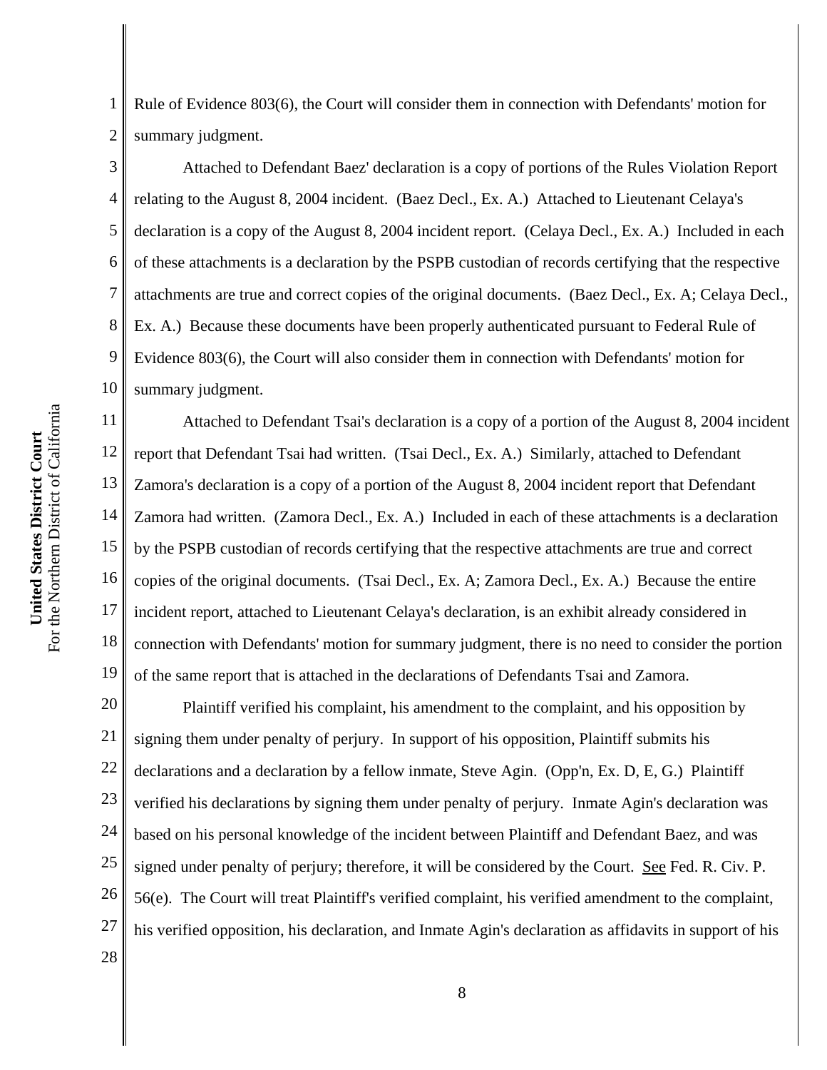Rule of Evidence 803(6), the Court will consider them in connection with Defendants' motion for summary judgment.

Attached to Defendant Baez' declaration is a copy of portions of the Rules Violation Report relating to the August 8, 2004 incident. (Baez Decl., Ex. A.) Attached to Lieutenant Celaya's declaration is a copy of the August 8, 2004 incident report. (Celaya Decl., Ex. A.) Included in each of these attachments is a declaration by the PSPB custodian of records certifying that the respective attachments are true and correct copies of the original documents. (Baez Decl., Ex. A; Celaya Decl., Ex. A.) Because these documents have been properly authenticated pursuant to Federal Rule of Evidence 803(6), the Court will also consider them in connection with Defendants' motion for summary judgment.

Attached to Defendant Tsai's declaration is a copy of a portion of the August 8, 2004 incident report that Defendant Tsai had written. (Tsai Decl., Ex. A.) Similarly, attached to Defendant Zamora's declaration is a copy of a portion of the August 8, 2004 incident report that Defendant Zamora had written. (Zamora Decl., Ex. A.) Included in each of these attachments is a declaration by the PSPB custodian of records certifying that the respective attachments are true and correct copies of the original documents. (Tsai Decl., Ex. A; Zamora Decl., Ex. A.) Because the entire incident report, attached to Lieutenant Celaya's declaration, is an exhibit already considered in connection with Defendants' motion for summary judgment, there is no need to consider the portion of the same report that is attached in the declarations of Defendants Tsai and Zamora.

Plaintiff verified his complaint, his amendment to the complaint, and his opposition by signing them under penalty of perjury. In support of his opposition, Plaintiff submits his declarations and a declaration by a fellow inmate, Steve Agin. (Opp'n, Ex. D, E, G.) Plaintiff verified his declarations by signing them under penalty of perjury. Inmate Agin's declaration was based on his personal knowledge of the incident between Plaintiff and Defendant Baez, and was signed under penalty of perjury; therefore, it will be considered by the Court. See Fed. R. Civ. P. 56(e). The Court will treat Plaintiff's verified complaint, his verified amendment to the complaint, his verified opposition, his declaration, and Inmate Agin's declaration as affidavits in support of his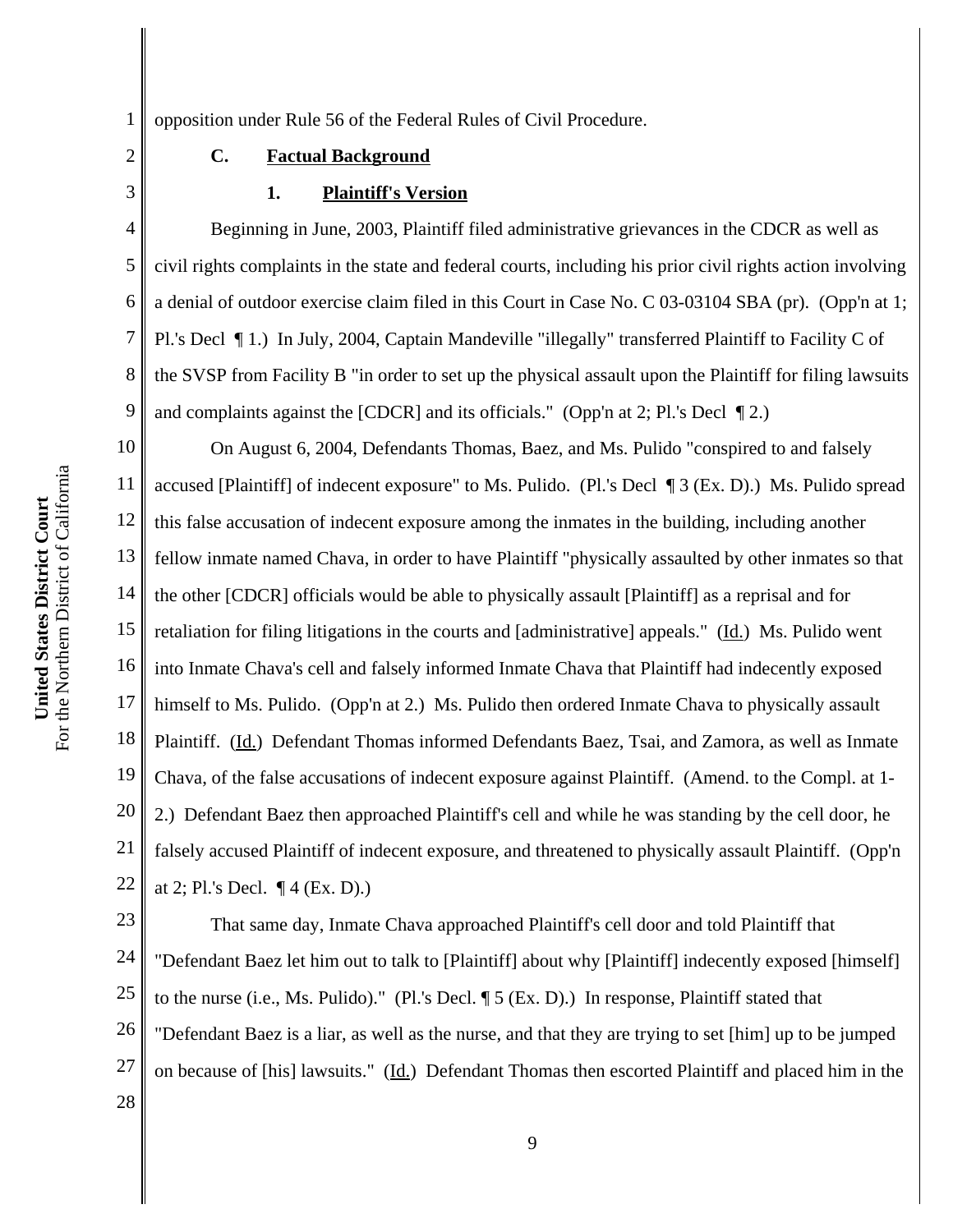opposition under Rule 56 of the Federal Rules of Civil Procedure.

### C. Factual Background

#### 1. Plaintiff's Version

Beginning in June, 2003, Plaintiff filed administrative grievances in the CDCR as well as civil rights complaints in the state and federal courts, including his prior civil rights action involving a denial of outdoor exercise claim filed in this Court in Case No. C 03-03104 SBA (pr). (Opp'n at 1; Pl.'s Decl ¶ 1.) In July, 2004, Captain Mandeville "illegally" transferred Plaintiff to Facility C of the SVSP from Facility B "in order to set up the physical assault upon the Plaintiff for filing lawsuits and complaints against the [CDCR] and its officials." (Opp'n at 2; Pl.'s Decl ¶ 2.)

On August 6, 2004, Defendants Thomas, Baez, and Ms. Pulido "conspired to and falsely accused [Plaintiff] of indecent exposure" to Ms. Pulido. (Pl.'s Decl ¶ 3 (Ex. D).) Ms. Pulido spread this false accusation of indecent exposure among the inmates in the building, including another fellow inmate named Chava, in order to have Plaintiff "physically assaulted by other inmates so that the other [CDCR] officials would be able to physically assault [Plaintiff] as a reprisal and for retaliation for filing litigations in the courts and [administrative] appeals." (Id.) Ms. Pulido went into Inmate Chava's cell and falsely informed Inmate Chava that Plaintiff had indecently exposed himself to Ms. Pulido. (Opp'n at 2.) Ms. Pulido then ordered Inmate Chava to physically assault Plaintiff. (Id.) Defendant Thomas informed Defendants Baez, Tsai, and Zamora, as well as Inmate Chava, of the false accusations of indecent exposure against Plaintiff. (Amend. to the Compl. at 1-2.) Defendant Baez then approached Plaintiff's cell and while he was standing by the cell door, he falsely accused Plaintiff of indecent exposure, and threatened to physically assault Plaintiff. (Opp'n at 2; Pl.'s Decl. ¶ 4 (Ex. D).)

That same day, Inmate Chava approached Plaintiff's cell door and told Plaintiff that "Defendant Baez let him out to talk to [Plaintiff] about why [Plaintiff] indecently exposed [himself] to the nurse (i.e., Ms. Pulido)." (Pl.'s Decl. ¶ 5 (Ex. D).) In response, Plaintiff stated that "Defendant Baez is a liar, as well as the nurse, and that they are trying to set [him] up to be jumped on because of [his] lawsuits." (Id.) Defendant Thomas then escorted Plaintiff and placed him in the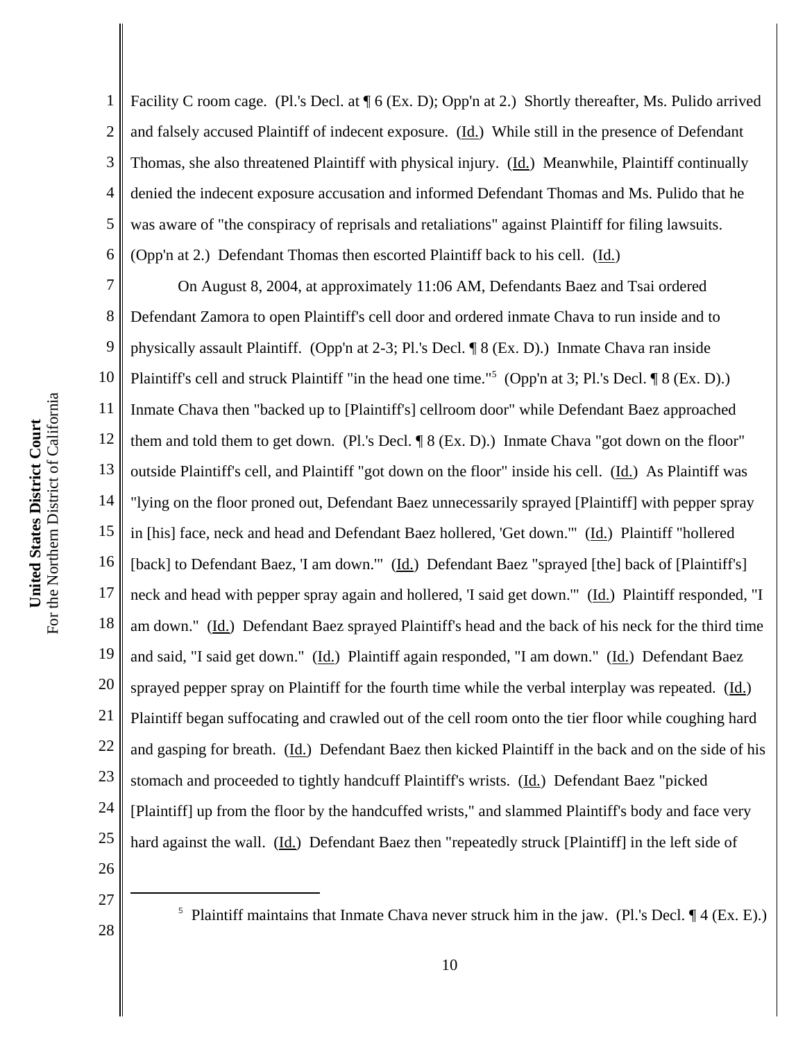Facility C room cage. (Pl.'s Decl. at ¶ 6 (Ex. D); Opp'n at 2.) Shortly thereafter, Ms. Pulido arrived and falsely accused Plaintiff of indecent exposure. (Id.) While still in the presence of Defendant Thomas, she also threatened Plaintiff with physical injury. (Id.) Meanwhile, Plaintiff continually denied the indecent exposure accusation and informed Defendant Thomas and Ms. Pulido that he was aware of "the conspiracy of reprisals and retaliations" against Plaintiff for filing lawsuits. (Opp'n at 2.) Defendant Thomas then escorted Plaintiff back to his cell. (Id.)

On August 8, 2004, at approximately 11:06 AM, Defendants Baez and Tsai ordered Defendant Zamora to open Plaintiff's cell door and ordered inmate Chava to run inside and to physically assault Plaintiff. (Opp'n at 2-3; Pl.'s Decl. ¶ 8 (Ex. D).) Inmate Chava ran inside Plaintiff's cell and struck Plaintiff "in the head one time."[5] (Opp'n at 3; Pl.'s Decl. ¶ 8 (Ex. D).) Inmate Chava then "backed up to [Plaintiff's] cellroom door" while Defendant Baez approached them and told them to get down. (Pl.'s Decl. ¶ 8 (Ex. D).) Inmate Chava "got down on the floor" outside Plaintiff's cell, and Plaintiff "got down on the floor" inside his cell. (Id.) As Plaintiff was "lying on the floor proned out, Defendant Baez unnecessarily sprayed [Plaintiff] with pepper spray in [his] face, neck and head and Defendant Baez hollered, 'Get down.'" (Id.) Plaintiff "hollered [back] to Defendant Baez, 'I am down.'" (Id.) Defendant Baez "sprayed [the] back of [Plaintiff's] neck and head with pepper spray again and hollered, 'I said get down.'" (Id.) Plaintiff responded, "I am down." (Id.) Defendant Baez sprayed Plaintiff's head and the back of his neck for the third time and said, "I said get down." (Id.) Plaintiff again responded, "I am down." (Id.) Defendant Baez sprayed pepper spray on Plaintiff for the fourth time while the verbal interplay was repeated. (Id.) Plaintiff began suffocating and crawled out of the cell room onto the tier floor while coughing hard and gasping for breath. (Id.) Defendant Baez then kicked Plaintiff in the back and on the side of his stomach and proceeded to tightly handcuff Plaintiff's wrists. (Id.) Defendant Baez "picked [Plaintiff] up from the floor by the handcuffed wrists," and slammed Plaintiff's body and face very hard against the wall. (Id.) Defendant Baez then "repeatedly struck [Plaintiff] in the left side of

[5] Plaintiff maintains that Inmate Chava never struck him in the jaw. (Pl.'s Decl. ¶ 4 (Ex. E).)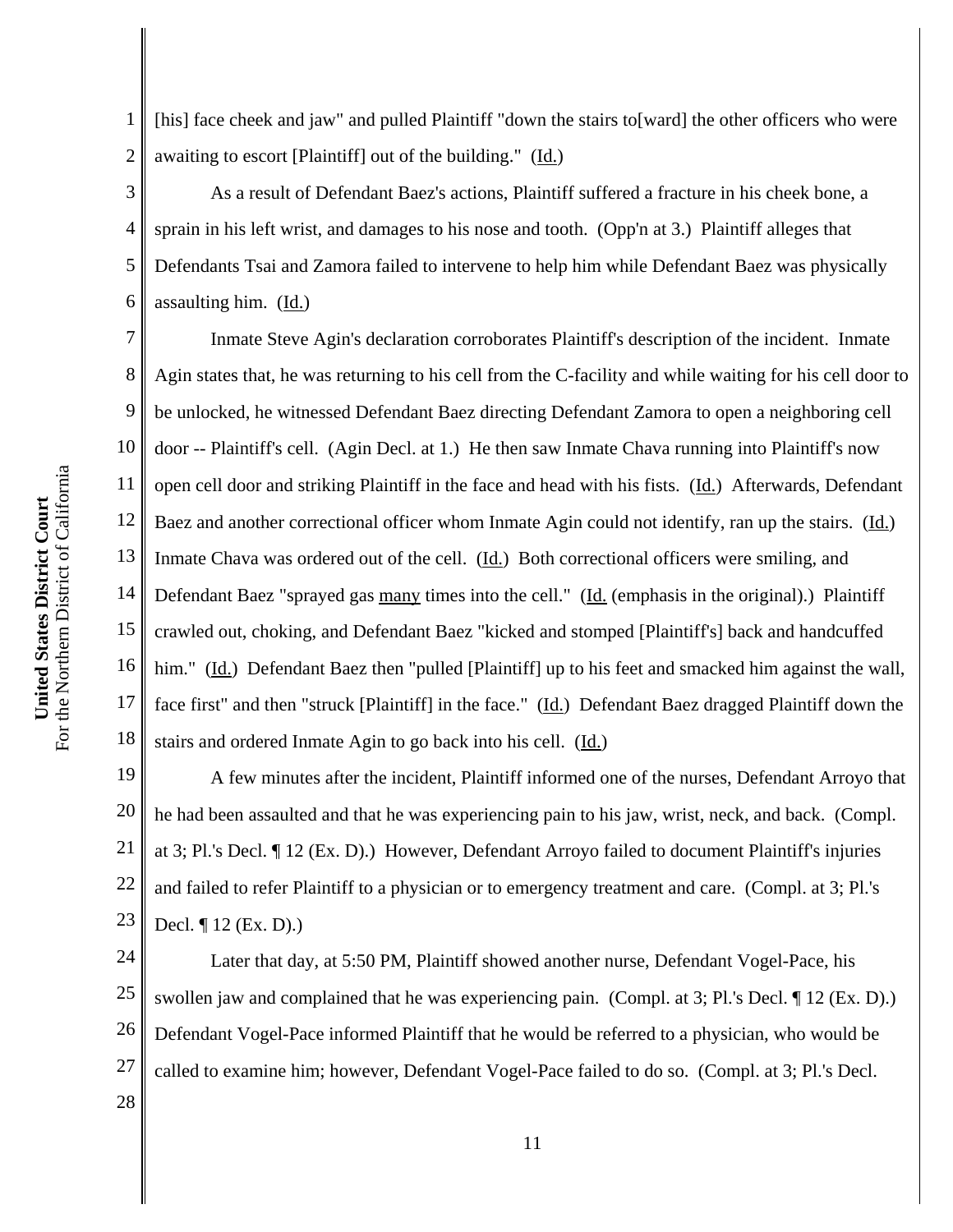[his] face cheek and jaw" and pulled Plaintiff "down the stairs to[ward] the other officers who were awaiting to escort [Plaintiff] out of the building." (Id.)

As a result of Defendant Baez's actions, Plaintiff suffered a fracture in his cheek bone, a sprain in his left wrist, and damages to his nose and tooth. (Opp'n at 3.) Plaintiff alleges that Defendants Tsai and Zamora failed to intervene to help him while Defendant Baez was physically assaulting him. (Id.)

Inmate Steve Agin's declaration corroborates Plaintiff's description of the incident. Inmate Agin states that, he was returning to his cell from the C-facility and while waiting for his cell door to be unlocked, he witnessed Defendant Baez directing Defendant Zamora to open a neighboring cell door -- Plaintiff's cell. (Agin Decl. at 1.) He then saw Inmate Chava running into Plaintiff's now open cell door and striking Plaintiff in the face and head with his fists. (Id.) Afterwards, Defendant Baez and another correctional officer whom Inmate Agin could not identify, ran up the stairs. (Id.) Inmate Chava was ordered out of the cell. (Id.) Both correctional officers were smiling, and Defendant Baez "sprayed gas many times into the cell." (Id. (emphasis in the original).) Plaintiff crawled out, choking, and Defendant Baez "kicked and stomped [Plaintiff's] back and handcuffed him." (Id.) Defendant Baez then "pulled [Plaintiff] up to his feet and smacked him against the wall, face first" and then "struck [Plaintiff] in the face." (Id.) Defendant Baez dragged Plaintiff down the stairs and ordered Inmate Agin to go back into his cell. (Id.)

A few minutes after the incident, Plaintiff informed one of the nurses, Defendant Arroyo that he had been assaulted and that he was experiencing pain to his jaw, wrist, neck, and back. (Compl. at 3; Pl.'s Decl. ¶ 12 (Ex. D).) However, Defendant Arroyo failed to document Plaintiff's injuries and failed to refer Plaintiff to a physician or to emergency treatment and care. (Compl. at 3; Pl.'s Decl. ¶ 12 (Ex. D).)

Later that day, at 5:50 PM, Plaintiff showed another nurse, Defendant Vogel-Pace, his swollen jaw and complained that he was experiencing pain. (Compl. at 3; Pl.'s Decl. ¶ 12 (Ex. D).) Defendant Vogel-Pace informed Plaintiff that he would be referred to a physician, who would be called to examine him; however, Defendant Vogel-Pace failed to do so. (Compl. at 3; Pl.'s Decl.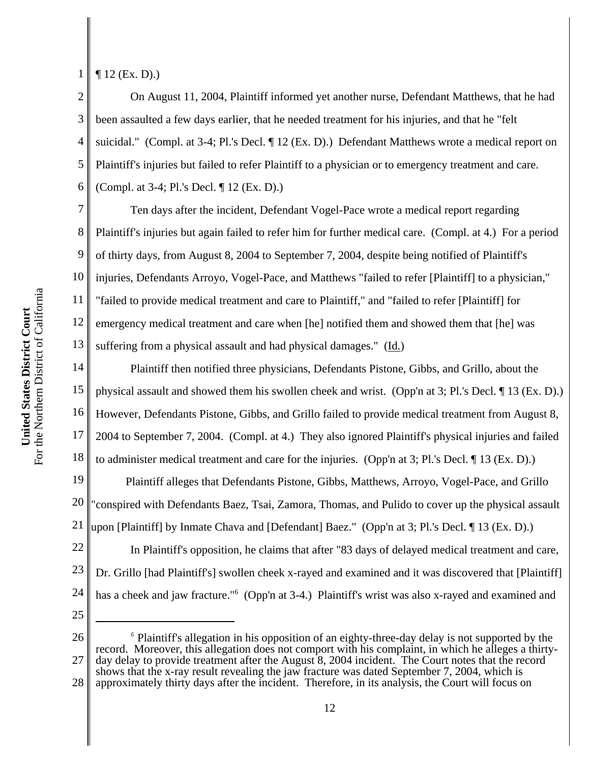¶ 12 (Ex. D).)

On August 11, 2004, Plaintiff informed yet another nurse, Defendant Matthews, that he had been assaulted a few days earlier, that he needed treatment for his injuries, and that he "felt suicidal." (Compl. at 3-4; Pl.'s Decl. ¶ 12 (Ex. D).) Defendant Matthews wrote a medical report on Plaintiff's injuries but failed to refer Plaintiff to a physician or to emergency treatment and care. (Compl. at 3-4; Pl.'s Decl. ¶ 12 (Ex. D).)

Ten days after the incident, Defendant Vogel-Pace wrote a medical report regarding Plaintiff's injuries but again failed to refer him for further medical care. (Compl. at 4.) For a period of thirty days, from August 8, 2004 to September 7, 2004, despite being notified of Plaintiff's injuries, Defendants Arroyo, Vogel-Pace, and Matthews "failed to refer [Plaintiff] to a physician," "failed to provide medical treatment and care to Plaintiff," and "failed to refer [Plaintiff] for emergency medical treatment and care when [he] notified them and showed them that [he] was suffering from a physical assault and had physical damages." (Id.)

Plaintiff then notified three physicians, Defendants Pistone, Gibbs, and Grillo, about the physical assault and showed them his swollen cheek and wrist. (Opp'n at 3; Pl.'s Decl. ¶ 13 (Ex. D).) However, Defendants Pistone, Gibbs, and Grillo failed to provide medical treatment from August 8, 2004 to September 7, 2004. (Compl. at 4.) They also ignored Plaintiff's physical injuries and failed to administer medical treatment and care for the injuries. (Opp'n at 3; Pl.'s Decl. ¶ 13 (Ex. D).)

Plaintiff alleges that Defendants Pistone, Gibbs, Matthews, Arroyo, Vogel-Pace, and Grillo "conspired with Defendants Baez, Tsai, Zamora, Thomas, and Pulido to cover up the physical assault upon [Plaintiff] by Inmate Chava and [Defendant] Baez." (Opp'n at 3; Pl.'s Decl. ¶ 13 (Ex. D).)

In Plaintiff's opposition, he claims that after "83 days of delayed medical treatment and care, Dr. Grillo [had Plaintiff's] swollen cheek x-rayed and examined and it was discovered that [Plaintiff] has a cheek and jaw fracture."[6] (Opp'n at 3-4.) Plaintiff's wrist was also x-rayed and examined and

---

[6] Plaintiff's allegation in his opposition of an eighty-three-day delay is not supported by the record. Moreover, this allegation does not comport with his complaint, in which he alleges a thirty-day delay to provide treatment after the August 8, 2004 incident. The Court notes that the record shows that the x-ray result revealing the jaw fracture was dated September 7, 2004, which is approximately thirty days after the incident. Therefore, in its analysis, the Court will focus on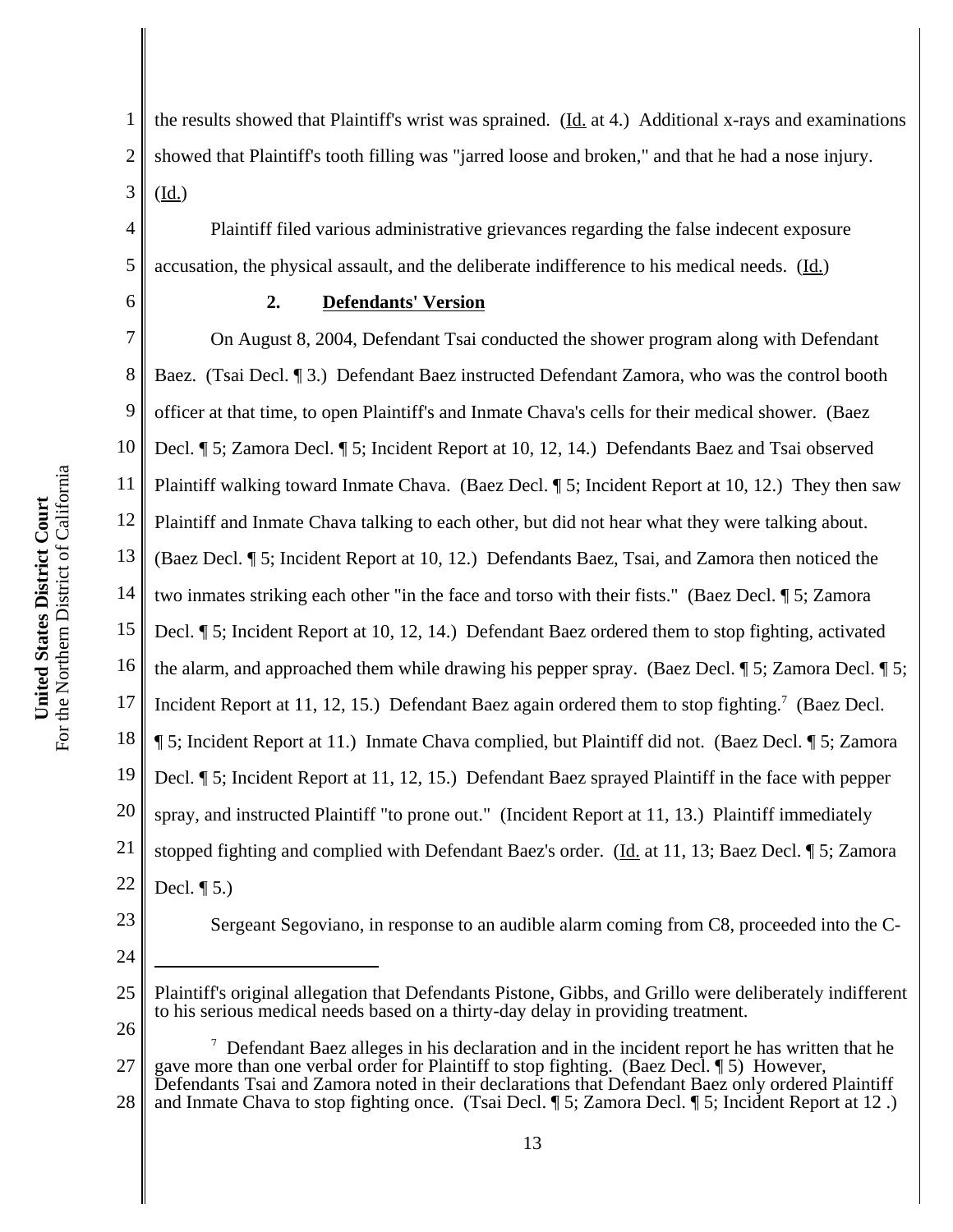the results showed that Plaintiff's wrist was sprained. (Id. at 4.) Additional x-rays and examinations showed that Plaintiff's tooth filling was "jarred loose and broken," and that he had a nose injury. (Id.)

Plaintiff filed various administrative grievances regarding the false indecent exposure accusation, the physical assault, and the deliberate indifference to his medical needs. (Id.)

### 2. Defendants' Version

On August 8, 2004, Defendant Tsai conducted the shower program along with Defendant Baez. (Tsai Decl. ¶ 3.) Defendant Baez instructed Defendant Zamora, who was the control booth officer at that time, to open Plaintiff's and Inmate Chava's cells for their medical shower. (Baez Decl. ¶ 5; Zamora Decl. ¶ 5; Incident Report at 10, 12, 14.) Defendants Baez and Tsai observed Plaintiff walking toward Inmate Chava. (Baez Decl. ¶ 5; Incident Report at 10, 12.) They then saw Plaintiff and Inmate Chava talking to each other, but did not hear what they were talking about. (Baez Decl. ¶ 5; Incident Report at 10, 12.) Defendants Baez, Tsai, and Zamora then noticed the two inmates striking each other "in the face and torso with their fists." (Baez Decl. ¶ 5; Zamora Decl. ¶ 5; Incident Report at 10, 12, 14.) Defendant Baez ordered them to stop fighting, activated the alarm, and approached them while drawing his pepper spray. (Baez Decl. ¶ 5; Zamora Decl. ¶ 5; Incident Report at 11, 12, 15.) Defendant Baez again ordered them to stop fighting.[7] (Baez Decl. ¶ 5; Incident Report at 11.) Inmate Chava complied, but Plaintiff did not. (Baez Decl. ¶ 5; Zamora Decl. ¶ 5; Incident Report at 11, 12, 15.) Defendant Baez sprayed Plaintiff in the face with pepper spray, and instructed Plaintiff "to prone out." (Incident Report at 11, 13.) Plaintiff immediately stopped fighting and complied with Defendant Baez's order. (Id. at 11, 13; Baez Decl. ¶ 5; Zamora Decl. ¶ 5.)

Sergeant Segoviano, in response to an audible alarm coming from C8, proceeded into the C-

---

Plaintiff's original allegation that Defendants Pistone, Gibbs, and Grillo were deliberately indifferent to his serious medical needs based on a thirty-day delay in providing treatment.

[7] Defendant Baez alleges in his declaration and in the incident report he has written that he gave more than one verbal order for Plaintiff to stop fighting. (Baez Decl. ¶ 5) However, Defendants Tsai and Zamora noted in their declarations that Defendant Baez only ordered Plaintiff and Inmate Chava to stop fighting once. (Tsai Decl. ¶ 5; Zamora Decl. ¶ 5; Incident Report at 12 .)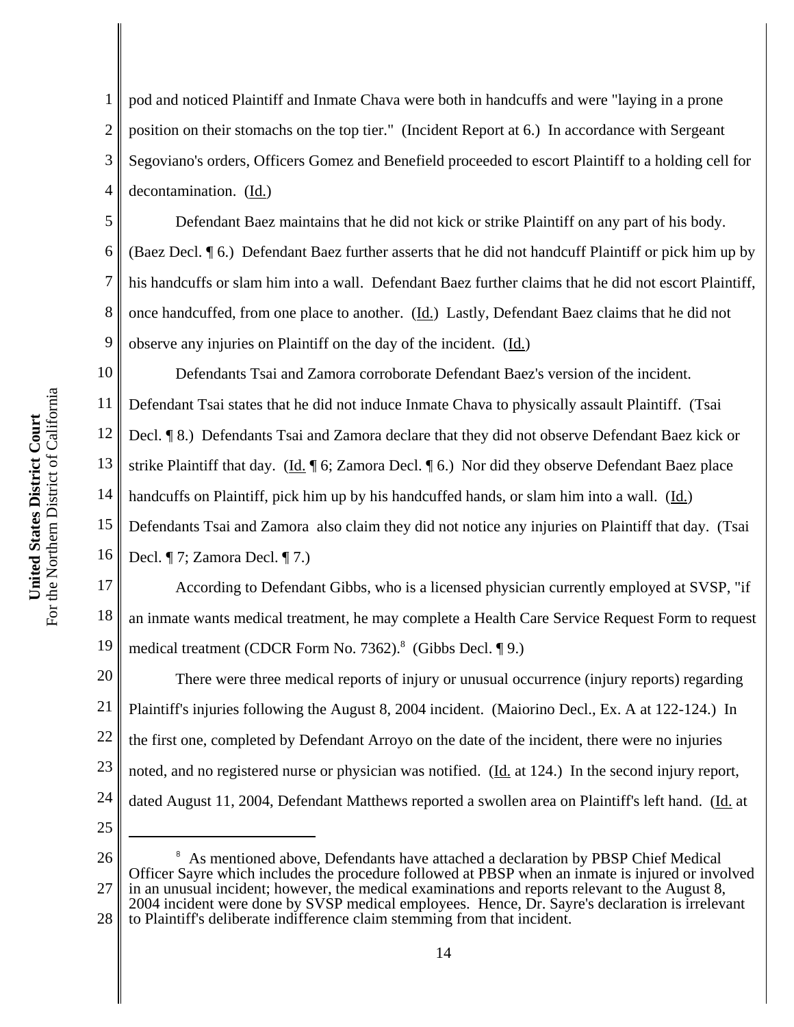pod and noticed Plaintiff and Inmate Chava were both in handcuffs and were "laying in a prone position on their stomachs on the top tier." (Incident Report at 6.) In accordance with Sergeant Segoviano's orders, Officers Gomez and Benefield proceeded to escort Plaintiff to a holding cell for decontamination. (Id.)

Defendant Baez maintains that he did not kick or strike Plaintiff on any part of his body. (Baez Decl. ¶ 6.) Defendant Baez further asserts that he did not handcuff Plaintiff or pick him up by his handcuffs or slam him into a wall. Defendant Baez further claims that he did not escort Plaintiff, once handcuffed, from one place to another. (Id.) Lastly, Defendant Baez claims that he did not observe any injuries on Plaintiff on the day of the incident. (Id.)

Defendants Tsai and Zamora corroborate Defendant Baez's version of the incident. Defendant Tsai states that he did not induce Inmate Chava to physically assault Plaintiff. (Tsai Decl. ¶ 8.) Defendants Tsai and Zamora declare that they did not observe Defendant Baez kick or strike Plaintiff that day. (Id. ¶ 6; Zamora Decl. ¶ 6.) Nor did they observe Defendant Baez place handcuffs on Plaintiff, pick him up by his handcuffed hands, or slam him into a wall. (Id.) Defendants Tsai and Zamora also claim they did not notice any injuries on Plaintiff that day. (Tsai Decl. ¶ 7; Zamora Decl. ¶ 7.)

According to Defendant Gibbs, who is a licensed physician currently employed at SVSP, "if an inmate wants medical treatment, he may complete a Health Care Service Request Form to request medical treatment (CDCR Form No. 7362).[8] (Gibbs Decl. ¶ 9.)

There were three medical reports of injury or unusual occurrence (injury reports) regarding Plaintiff's injuries following the August 8, 2004 incident. (Maiorino Decl., Ex. A at 122-124.) In the first one, completed by Defendant Arroyo on the date of the incident, there were no injuries noted, and no registered nurse or physician was notified. (Id. at 124.) In the second injury report, dated August 11, 2004, Defendant Matthews reported a swollen area on Plaintiff's left hand. (Id. at

[8] As mentioned above, Defendants have attached a declaration by PBSP Chief Medical Officer Sayre which includes the procedure followed at PBSP when an inmate is injured or involved in an unusual incident; however, the medical examinations and reports relevant to the August 8, 2004 incident were done by SVSP medical employees. Hence, Dr. Sayre's declaration is irrelevant to Plaintiff's deliberate indifference claim stemming from that incident.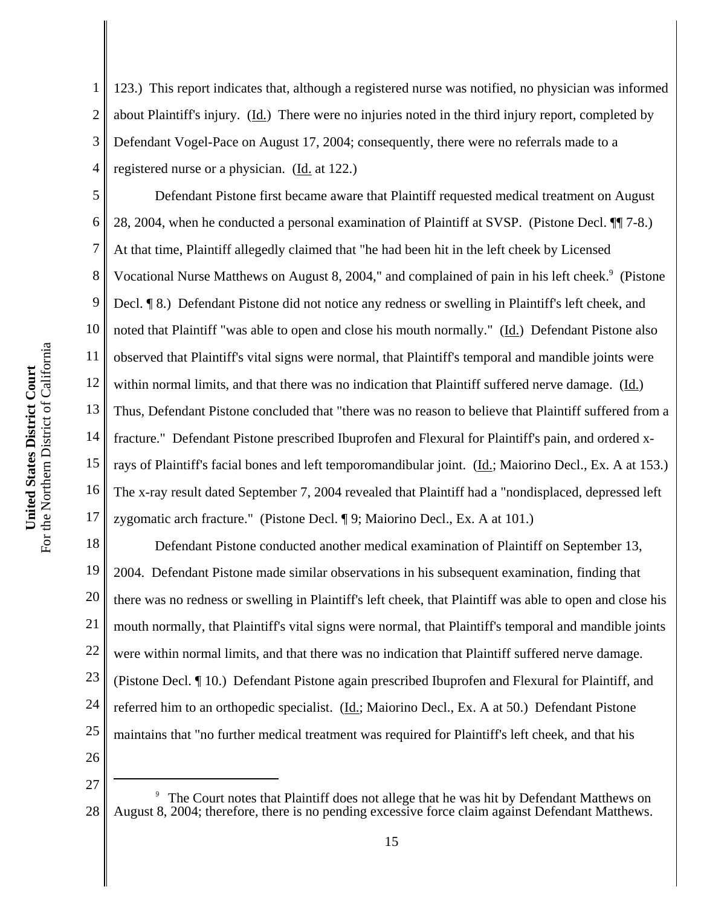123.) This report indicates that, although a registered nurse was notified, no physician was informed about Plaintiff's injury. (Id.) There were no injuries noted in the third injury report, completed by Defendant Vogel-Pace on August 17, 2004; consequently, there were no referrals made to a registered nurse or a physician. (Id. at 122.)

Defendant Pistone first became aware that Plaintiff requested medical treatment on August 28, 2004, when he conducted a personal examination of Plaintiff at SVSP. (Pistone Decl. ¶¶ 7-8.) At that time, Plaintiff allegedly claimed that "he had been hit in the left cheek by Licensed Vocational Nurse Matthews on August 8, 2004," and complained of pain in his left cheek.[9] (Pistone Decl. ¶ 8.) Defendant Pistone did not notice any redness or swelling in Plaintiff's left cheek, and noted that Plaintiff "was able to open and close his mouth normally." (Id.) Defendant Pistone also observed that Plaintiff's vital signs were normal, that Plaintiff's temporal and mandible joints were within normal limits, and that there was no indication that Plaintiff suffered nerve damage. (Id.) Thus, Defendant Pistone concluded that "there was no reason to believe that Plaintiff suffered from a fracture." Defendant Pistone prescribed Ibuprofen and Flexural for Plaintiff's pain, and ordered x-rays of Plaintiff's facial bones and left temporomandibular joint. (Id.; Maiorino Decl., Ex. A at 153.) The x-ray result dated September 7, 2004 revealed that Plaintiff had a "nondisplaced, depressed left zygomatic arch fracture." (Pistone Decl. ¶ 9; Maiorino Decl., Ex. A at 101.)

Defendant Pistone conducted another medical examination of Plaintiff on September 13, 2004. Defendant Pistone made similar observations in his subsequent examination, finding that there was no redness or swelling in Plaintiff's left cheek, that Plaintiff was able to open and close his mouth normally, that Plaintiff's vital signs were normal, that Plaintiff's temporal and mandible joints were within normal limits, and that there was no indication that Plaintiff suffered nerve damage. (Pistone Decl. ¶ 10.) Defendant Pistone again prescribed Ibuprofen and Flexural for Plaintiff, and referred him to an orthopedic specialist. (Id.; Maiorino Decl., Ex. A at 50.) Defendant Pistone maintains that "no further medical treatment was required for Plaintiff's left cheek, and that his

---

[9] The Court notes that Plaintiff does not allege that he was hit by Defendant Matthews on August 8, 2004; therefore, there is no pending excessive force claim against Defendant Matthews.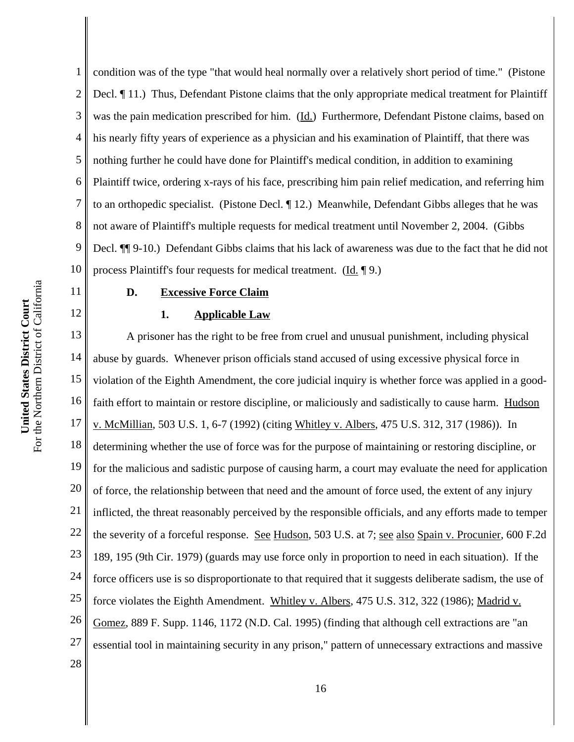condition was of the type "that would heal normally over a relatively short period of time." (Pistone Decl. ¶ 11.) Thus, Defendant Pistone claims that the only appropriate medical treatment for Plaintiff was the pain medication prescribed for him. (Id.) Furthermore, Defendant Pistone claims, based on his nearly fifty years of experience as a physician and his examination of Plaintiff, that there was nothing further he could have done for Plaintiff's medical condition, in addition to examining Plaintiff twice, ordering x-rays of his face, prescribing him pain relief medication, and referring him to an orthopedic specialist. (Pistone Decl. ¶ 12.) Meanwhile, Defendant Gibbs alleges that he was not aware of Plaintiff's multiple requests for medical treatment until November 2, 2004. (Gibbs Decl. ¶¶ 9-10.) Defendant Gibbs claims that his lack of awareness was due to the fact that he did not process Plaintiff's four requests for medical treatment. (Id. ¶ 9.)

### D. Excessive Force Claim

#### 1. Applicable Law

A prisoner has the right to be free from cruel and unusual punishment, including physical abuse by guards. Whenever prison officials stand accused of using excessive physical force in violation of the Eighth Amendment, the core judicial inquiry is whether force was applied in a good-faith effort to maintain or restore discipline, or maliciously and sadistically to cause harm. Hudson v. McMillian, 503 U.S. 1, 6-7 (1992) (citing Whitley v. Albers, 475 U.S. 312, 317 (1986)). In determining whether the use of force was for the purpose of maintaining or restoring discipline, or for the malicious and sadistic purpose of causing harm, a court may evaluate the need for application of force, the relationship between that need and the amount of force used, the extent of any injury inflicted, the threat reasonably perceived by the responsible officials, and any efforts made to temper the severity of a forceful response. See Hudson, 503 U.S. at 7; see also Spain v. Procunier, 600 F.2d 189, 195 (9th Cir. 1979) (guards may use force only in proportion to need in each situation). If the force officers use is so disproportionate to that required that it suggests deliberate sadism, the use of force violates the Eighth Amendment. Whitley v. Albers, 475 U.S. 312, 322 (1986); Madrid v. Gomez, 889 F. Supp. 1146, 1172 (N.D. Cal. 1995) (finding that although cell extractions are "an essential tool in maintaining security in any prison," pattern of unnecessary extractions and massive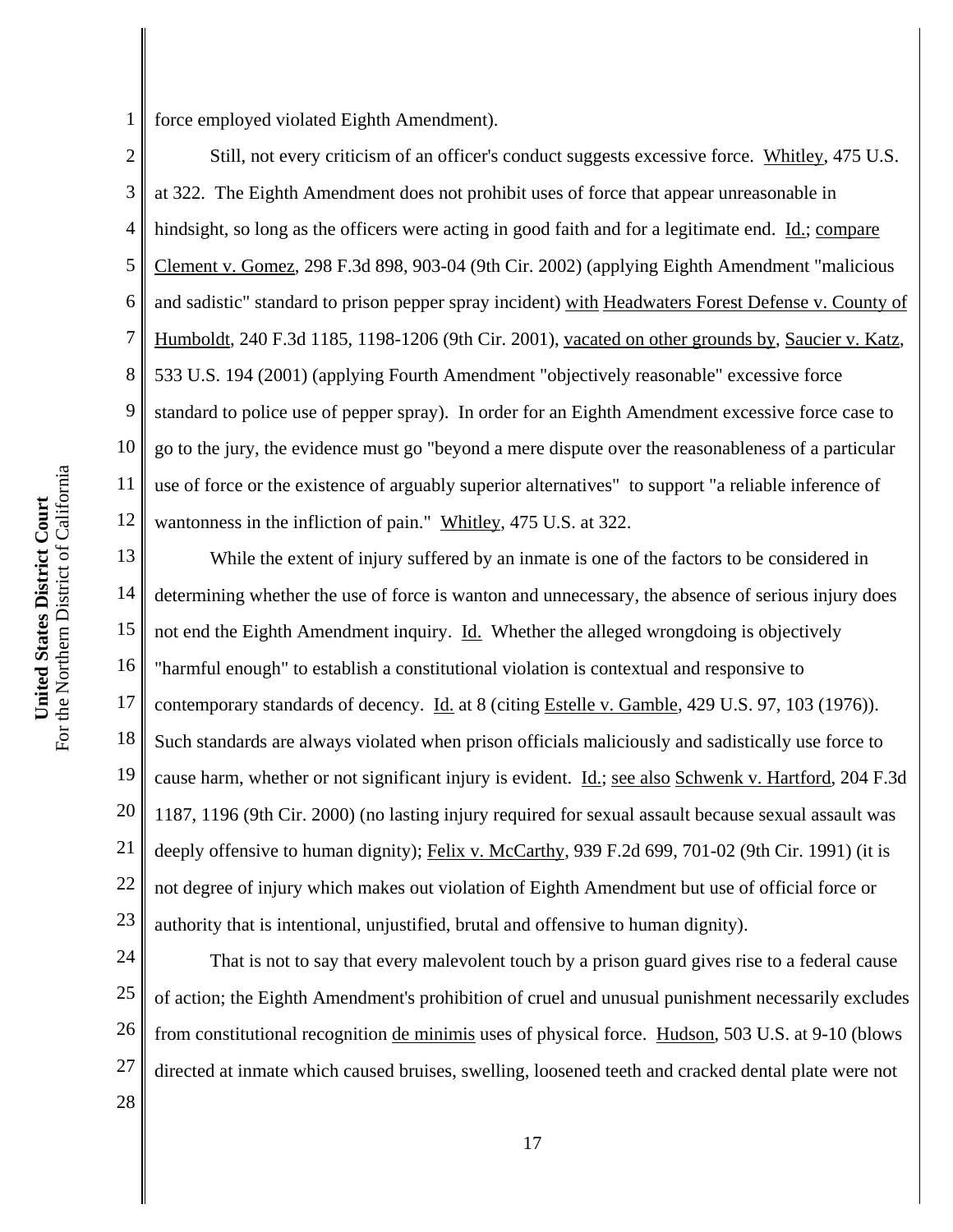force employed violated Eighth Amendment).

Still, not every criticism of an officer's conduct suggests excessive force. Whitley, 475 U.S. at 322. The Eighth Amendment does not prohibit uses of force that appear unreasonable in hindsight, so long as the officers were acting in good faith and for a legitimate end. Id.; compare Clement v. Gomez, 298 F.3d 898, 903-04 (9th Cir. 2002) (applying Eighth Amendment "malicious and sadistic" standard to prison pepper spray incident) with Headwaters Forest Defense v. County of Humboldt, 240 F.3d 1185, 1198-1206 (9th Cir. 2001), vacated on other grounds by, Saucier v. Katz, 533 U.S. 194 (2001) (applying Fourth Amendment "objectively reasonable" excessive force standard to police use of pepper spray). In order for an Eighth Amendment excessive force case to go to the jury, the evidence must go "beyond a mere dispute over the reasonableness of a particular use of force or the existence of arguably superior alternatives" to support "a reliable inference of wantonness in the infliction of pain." Whitley, 475 U.S. at 322.

While the extent of injury suffered by an inmate is one of the factors to be considered in determining whether the use of force is wanton and unnecessary, the absence of serious injury does not end the Eighth Amendment inquiry. Id. Whether the alleged wrongdoing is objectively "harmful enough" to establish a constitutional violation is contextual and responsive to contemporary standards of decency. Id. at 8 (citing Estelle v. Gamble, 429 U.S. 97, 103 (1976)). Such standards are always violated when prison officials maliciously and sadistically use force to cause harm, whether or not significant injury is evident. Id.; see also Schwenk v. Hartford, 204 F.3d 1187, 1196 (9th Cir. 2000) (no lasting injury required for sexual assault because sexual assault was deeply offensive to human dignity); Felix v. McCarthy, 939 F.2d 699, 701-02 (9th Cir. 1991) (it is not degree of injury which makes out violation of Eighth Amendment but use of official force or authority that is intentional, unjustified, brutal and offensive to human dignity).

That is not to say that every malevolent touch by a prison guard gives rise to a federal cause of action; the Eighth Amendment's prohibition of cruel and unusual punishment necessarily excludes from constitutional recognition de minimis uses of physical force. Hudson, 503 U.S. at 9-10 (blows directed at inmate which caused bruises, swelling, loosened teeth and cracked dental plate were not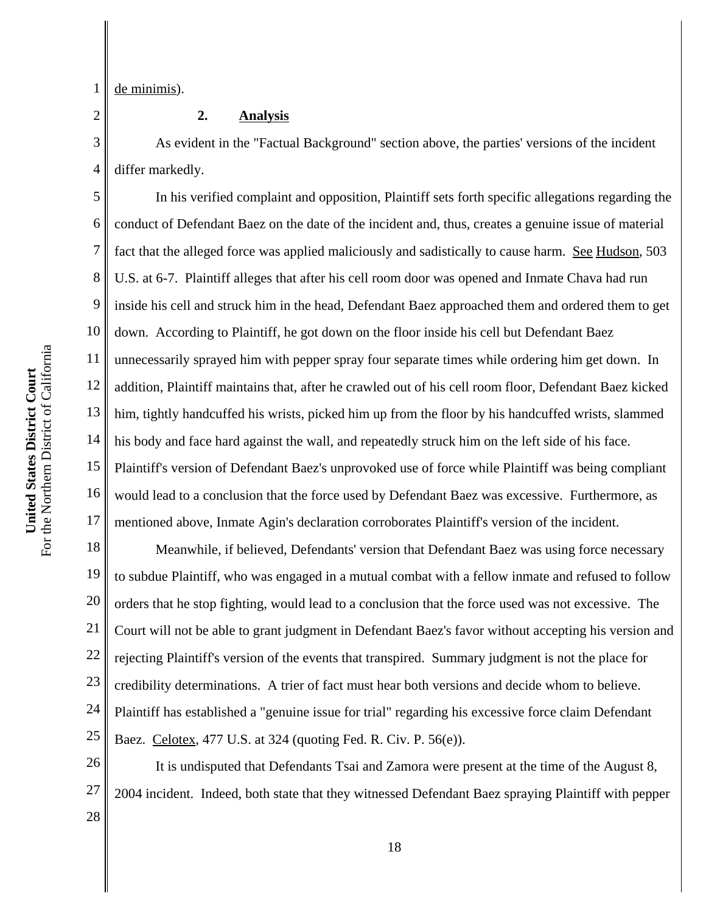de minimis).

**2. Analysis**

As evident in the "Factual Background" section above, the parties' versions of the incident differ markedly.

In his verified complaint and opposition, Plaintiff sets forth specific allegations regarding the conduct of Defendant Baez on the date of the incident and, thus, creates a genuine issue of material fact that the alleged force was applied maliciously and sadistically to cause harm. See Hudson, 503 U.S. at 6-7. Plaintiff alleges that after his cell room door was opened and Inmate Chava had run inside his cell and struck him in the head, Defendant Baez approached them and ordered them to get down. According to Plaintiff, he got down on the floor inside his cell but Defendant Baez unnecessarily sprayed him with pepper spray four separate times while ordering him get down. In addition, Plaintiff maintains that, after he crawled out of his cell room floor, Defendant Baez kicked him, tightly handcuffed his wrists, picked him up from the floor by his handcuffed wrists, slammed his body and face hard against the wall, and repeatedly struck him on the left side of his face. Plaintiff's version of Defendant Baez's unprovoked use of force while Plaintiff was being compliant would lead to a conclusion that the force used by Defendant Baez was excessive. Furthermore, as mentioned above, Inmate Agin's declaration corroborates Plaintiff's version of the incident.

Meanwhile, if believed, Defendants' version that Defendant Baez was using force necessary to subdue Plaintiff, who was engaged in a mutual combat with a fellow inmate and refused to follow orders that he stop fighting, would lead to a conclusion that the force used was not excessive. The Court will not be able to grant judgment in Defendant Baez's favor without accepting his version and rejecting Plaintiff's version of the events that transpired. Summary judgment is not the place for credibility determinations. A trier of fact must hear both versions and decide whom to believe. Plaintiff has established a "genuine issue for trial" regarding his excessive force claim Defendant Baez. Celotex, 477 U.S. at 324 (quoting Fed. R. Civ. P. 56(e)).

It is undisputed that Defendants Tsai and Zamora were present at the time of the August 8, 2004 incident. Indeed, both state that they witnessed Defendant Baez spraying Plaintiff with pepper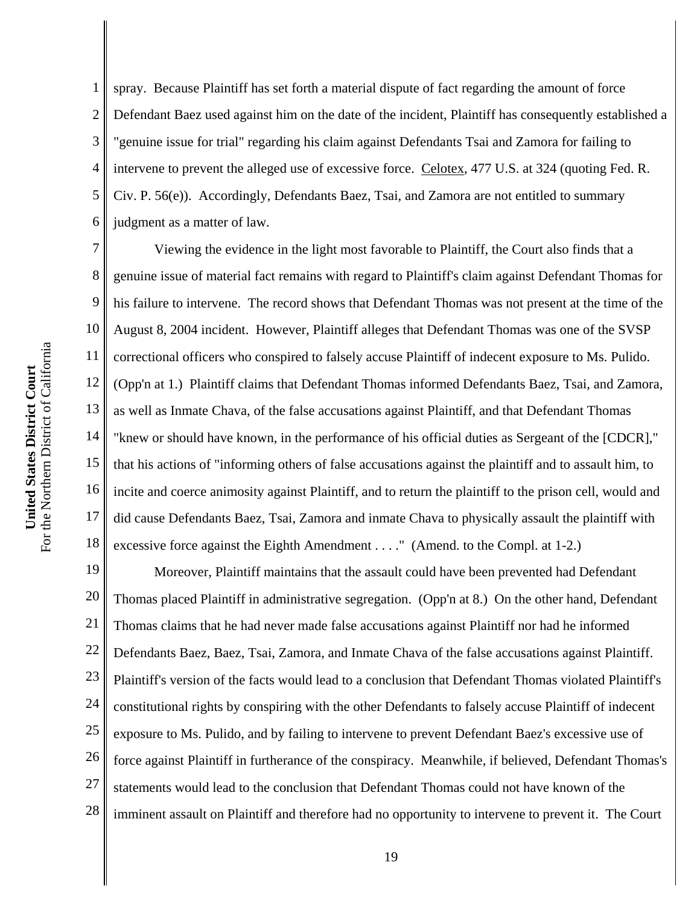spray. Because Plaintiff has set forth a material dispute of fact regarding the amount of force Defendant Baez used against him on the date of the incident, Plaintiff has consequently established a "genuine issue for trial" regarding his claim against Defendants Tsai and Zamora for failing to intervene to prevent the alleged use of excessive force. Celotex, 477 U.S. at 324 (quoting Fed. R. Civ. P. 56(e)). Accordingly, Defendants Baez, Tsai, and Zamora are not entitled to summary judgment as a matter of law.

Viewing the evidence in the light most favorable to Plaintiff, the Court also finds that a genuine issue of material fact remains with regard to Plaintiff's claim against Defendant Thomas for his failure to intervene. The record shows that Defendant Thomas was not present at the time of the August 8, 2004 incident. However, Plaintiff alleges that Defendant Thomas was one of the SVSP correctional officers who conspired to falsely accuse Plaintiff of indecent exposure to Ms. Pulido. (Opp'n at 1.) Plaintiff claims that Defendant Thomas informed Defendants Baez, Tsai, and Zamora, as well as Inmate Chava, of the false accusations against Plaintiff, and that Defendant Thomas "knew or should have known, in the performance of his official duties as Sergeant of the [CDCR]," that his actions of "informing others of false accusations against the plaintiff and to assault him, to incite and coerce animosity against Plaintiff, and to return the plaintiff to the prison cell, would and did cause Defendants Baez, Tsai, Zamora and inmate Chava to physically assault the plaintiff with excessive force against the Eighth Amendment . . . ." (Amend. to the Compl. at 1-2.)

Moreover, Plaintiff maintains that the assault could have been prevented had Defendant Thomas placed Plaintiff in administrative segregation. (Opp'n at 8.) On the other hand, Defendant Thomas claims that he had never made false accusations against Plaintiff nor had he informed Defendants Baez, Baez, Tsai, Zamora, and Inmate Chava of the false accusations against Plaintiff. Plaintiff's version of the facts would lead to a conclusion that Defendant Thomas violated Plaintiff's constitutional rights by conspiring with the other Defendants to falsely accuse Plaintiff of indecent exposure to Ms. Pulido, and by failing to intervene to prevent Defendant Baez's excessive use of force against Plaintiff in furtherance of the conspiracy. Meanwhile, if believed, Defendant Thomas's statements would lead to the conclusion that Defendant Thomas could not have known of the imminent assault on Plaintiff and therefore had no opportunity to intervene to prevent it. The Court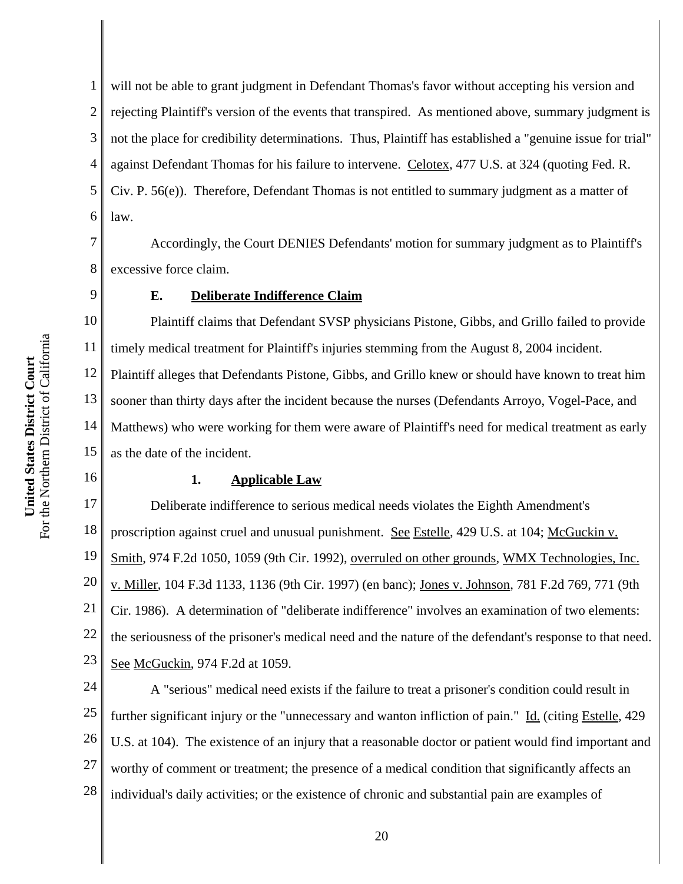will not be able to grant judgment in Defendant Thomas's favor without accepting his version and rejecting Plaintiff's version of the events that transpired. As mentioned above, summary judgment is not the place for credibility determinations. Thus, Plaintiff has established a "genuine issue for trial" against Defendant Thomas for his failure to intervene. Celotex, 477 U.S. at 324 (quoting Fed. R. Civ. P. 56(e)). Therefore, Defendant Thomas is not entitled to summary judgment as a matter of law.

Accordingly, the Court DENIES Defendants' motion for summary judgment as to Plaintiff's excessive force claim.

### E. Deliberate Indifference Claim

Plaintiff claims that Defendant SVSP physicians Pistone, Gibbs, and Grillo failed to provide timely medical treatment for Plaintiff's injuries stemming from the August 8, 2004 incident. Plaintiff alleges that Defendants Pistone, Gibbs, and Grillo knew or should have known to treat him sooner than thirty days after the incident because the nurses (Defendants Arroyo, Vogel-Pace, and Matthews) who were working for them were aware of Plaintiff's need for medical treatment as early as the date of the incident.

#### 1. Applicable Law

Deliberate indifference to serious medical needs violates the Eighth Amendment's proscription against cruel and unusual punishment. See Estelle, 429 U.S. at 104; McGuckin v. Smith, 974 F.2d 1050, 1059 (9th Cir. 1992), overruled on other grounds, WMX Technologies, Inc. v. Miller, 104 F.3d 1133, 1136 (9th Cir. 1997) (en banc); Jones v. Johnson, 781 F.2d 769, 771 (9th Cir. 1986). A determination of "deliberate indifference" involves an examination of two elements: the seriousness of the prisoner's medical need and the nature of the defendant's response to that need. See McGuckin, 974 F.2d at 1059.

A "serious" medical need exists if the failure to treat a prisoner's condition could result in further significant injury or the "unnecessary and wanton infliction of pain." Id. (citing Estelle, 429 U.S. at 104). The existence of an injury that a reasonable doctor or patient would find important and worthy of comment or treatment; the presence of a medical condition that significantly affects an individual's daily activities; or the existence of chronic and substantial pain are examples of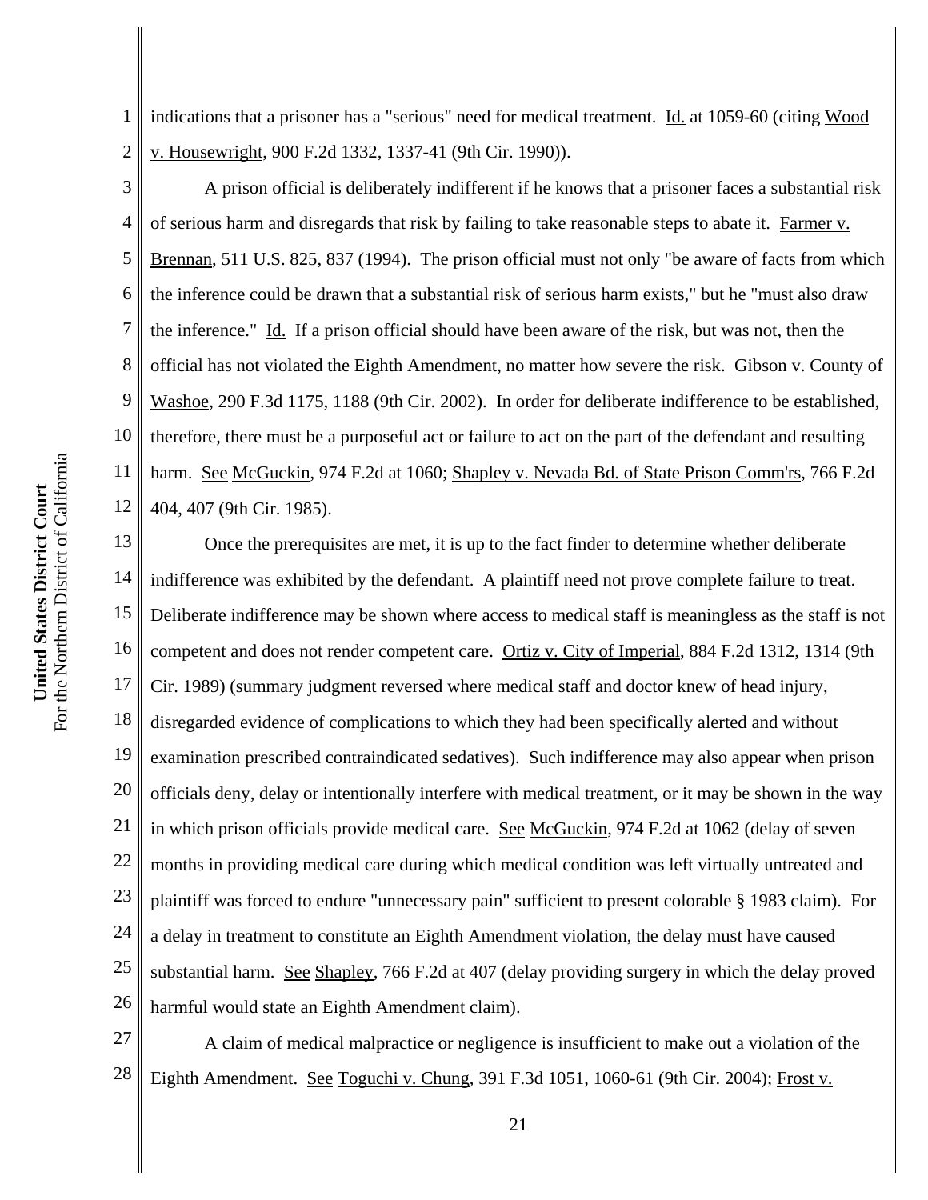indications that a prisoner has a "serious" need for medical treatment. Id. at 1059-60 (citing Wood v. Housewright, 900 F.2d 1332, 1337-41 (9th Cir. 1990)).

A prison official is deliberately indifferent if he knows that a prisoner faces a substantial risk of serious harm and disregards that risk by failing to take reasonable steps to abate it. Farmer v. Brennan, 511 U.S. 825, 837 (1994). The prison official must not only "be aware of facts from which the inference could be drawn that a substantial risk of serious harm exists," but he "must also draw the inference." Id. If a prison official should have been aware of the risk, but was not, then the official has not violated the Eighth Amendment, no matter how severe the risk. Gibson v. County of Washoe, 290 F.3d 1175, 1188 (9th Cir. 2002). In order for deliberate indifference to be established, therefore, there must be a purposeful act or failure to act on the part of the defendant and resulting harm. See McGuckin, 974 F.2d at 1060; Shapley v. Nevada Bd. of State Prison Comm'rs, 766 F.2d 404, 407 (9th Cir. 1985).

Once the prerequisites are met, it is up to the fact finder to determine whether deliberate indifference was exhibited by the defendant. A plaintiff need not prove complete failure to treat. Deliberate indifference may be shown where access to medical staff is meaningless as the staff is not competent and does not render competent care. Ortiz v. City of Imperial, 884 F.2d 1312, 1314 (9th Cir. 1989) (summary judgment reversed where medical staff and doctor knew of head injury, disregarded evidence of complications to which they had been specifically alerted and without examination prescribed contraindicated sedatives). Such indifference may also appear when prison officials deny, delay or intentionally interfere with medical treatment, or it may be shown in the way in which prison officials provide medical care. See McGuckin, 974 F.2d at 1062 (delay of seven months in providing medical care during which medical condition was left virtually untreated and plaintiff was forced to endure "unnecessary pain" sufficient to present colorable § 1983 claim). For a delay in treatment to constitute an Eighth Amendment violation, the delay must have caused substantial harm. See Shapley, 766 F.2d at 407 (delay providing surgery in which the delay proved harmful would state an Eighth Amendment claim).

A claim of medical malpractice or negligence is insufficient to make out a violation of the Eighth Amendment. See Toguchi v. Chung, 391 F.3d 1051, 1060-61 (9th Cir. 2004); Frost v.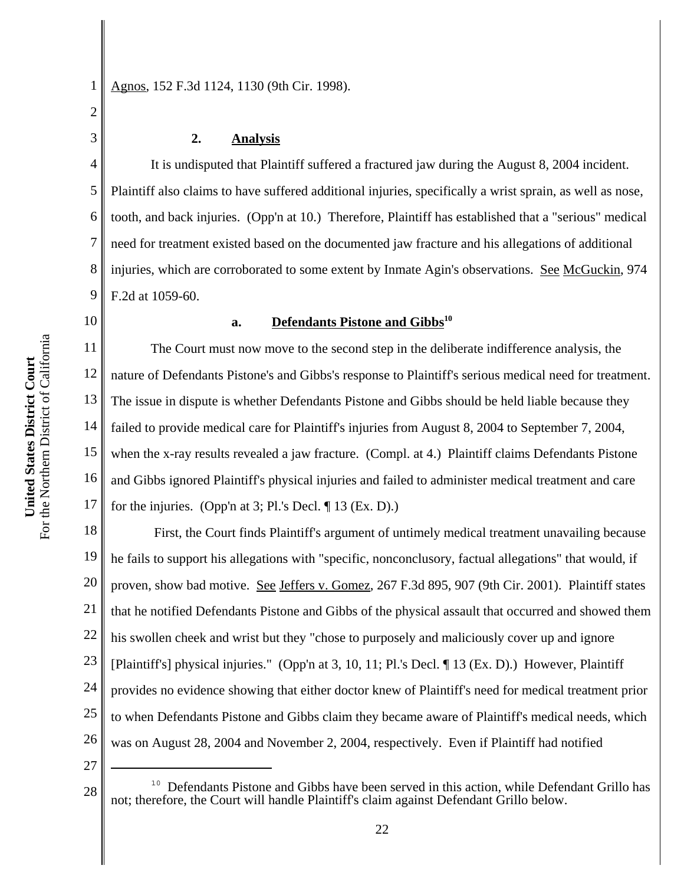Agnos, 152 F.3d 1124, 1130 (9th Cir. 1998).

### 2. Analysis

It is undisputed that Plaintiff suffered a fractured jaw during the August 8, 2004 incident. Plaintiff also claims to have suffered additional injuries, specifically a wrist sprain, as well as nose, tooth, and back injuries. (Opp'n at 10.) Therefore, Plaintiff has established that a "serious" medical need for treatment existed based on the documented jaw fracture and his allegations of additional injuries, which are corroborated to some extent by Inmate Agin's observations. See McGuckin, 974 F.2d at 1059-60.

#### a. Defendants Pistone and Gibbs[10]

The Court must now move to the second step in the deliberate indifference analysis, the nature of Defendants Pistone's and Gibbs's response to Plaintiff's serious medical need for treatment. The issue in dispute is whether Defendants Pistone and Gibbs should be held liable because they failed to provide medical care for Plaintiff's injuries from August 8, 2004 to September 7, 2004, when the x-ray results revealed a jaw fracture. (Compl. at 4.) Plaintiff claims Defendants Pistone and Gibbs ignored Plaintiff's physical injuries and failed to administer medical treatment and care for the injuries. (Opp'n at 3; Pl.'s Decl. ¶ 13 (Ex. D).)

First, the Court finds Plaintiff's argument of untimely medical treatment unavailing because he fails to support his allegations with "specific, nonconclusory, factual allegations" that would, if proven, show bad motive. See Jeffers v. Gomez, 267 F.3d 895, 907 (9th Cir. 2001). Plaintiff states that he notified Defendants Pistone and Gibbs of the physical assault that occurred and showed them his swollen cheek and wrist but they "chose to purposely and maliciously cover up and ignore [Plaintiff's] physical injuries." (Opp'n at 3, 10, 11; Pl.'s Decl. ¶ 13 (Ex. D).) However, Plaintiff provides no evidence showing that either doctor knew of Plaintiff's need for medical treatment prior to when Defendants Pistone and Gibbs claim they became aware of Plaintiff's medical needs, which was on August 28, 2004 and November 2, 2004, respectively. Even if Plaintiff had notified

---

[10] Defendants Pistone and Gibbs have been served in this action, while Defendant Grillo has not; therefore, the Court will handle Plaintiff's claim against Defendant Grillo below.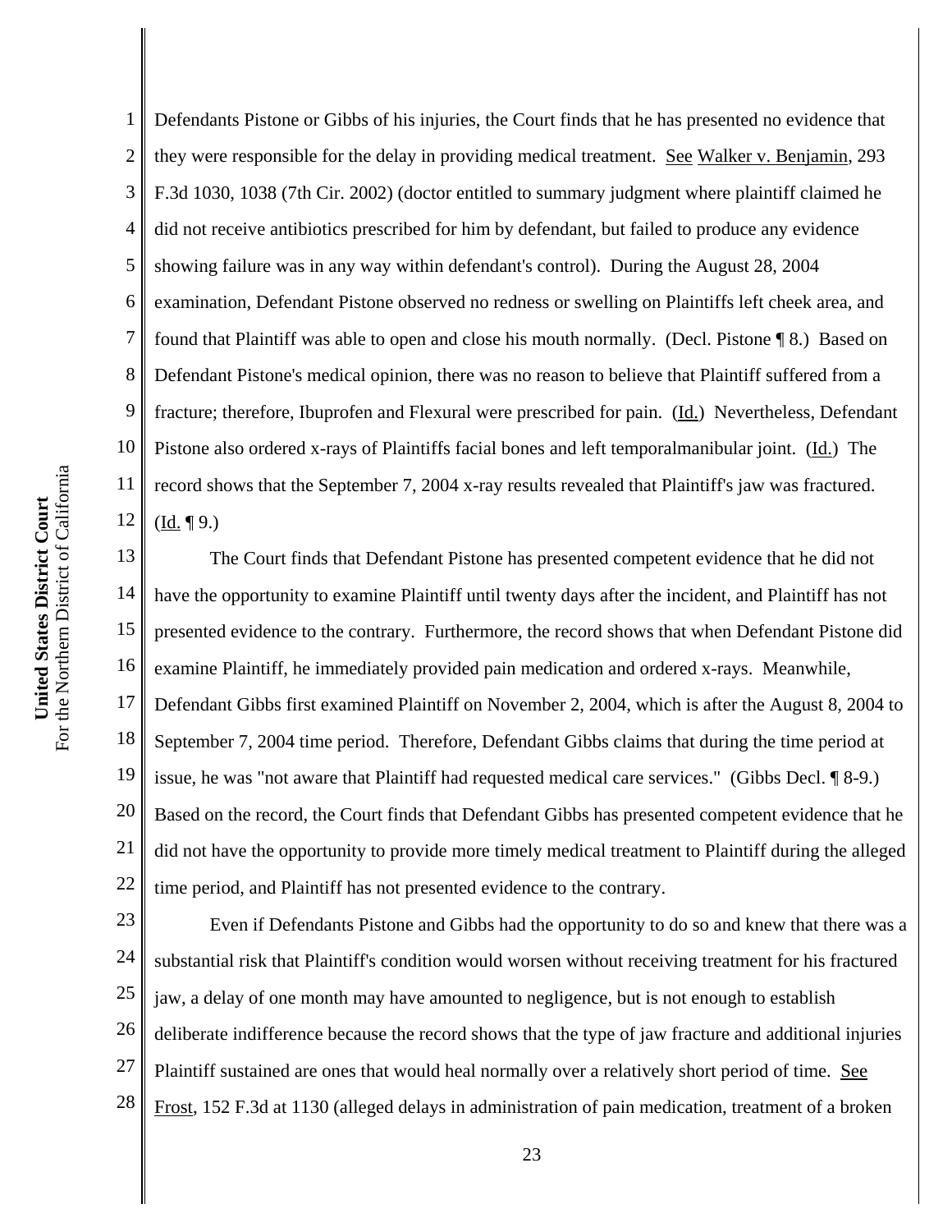Defendants Pistone or Gibbs of his injuries, the Court finds that he has presented no evidence that they were responsible for the delay in providing medical treatment. See Walker v. Benjamin, 293 F.3d 1030, 1038 (7th Cir. 2002) (doctor entitled to summary judgment where plaintiff claimed he did not receive antibiotics prescribed for him by defendant, but failed to produce any evidence showing failure was in any way within defendant's control). During the August 28, 2004 examination, Defendant Pistone observed no redness or swelling on Plaintiffs left cheek area, and found that Plaintiff was able to open and close his mouth normally. (Decl. Pistone ¶ 8.) Based on Defendant Pistone's medical opinion, there was no reason to believe that Plaintiff suffered from a fracture; therefore, Ibuprofen and Flexural were prescribed for pain. (Id.) Nevertheless, Defendant Pistone also ordered x-rays of Plaintiffs facial bones and left temporalmanibular joint. (Id.) The record shows that the September 7, 2004 x-ray results revealed that Plaintiff's jaw was fractured. (Id. ¶ 9.)

The Court finds that Defendant Pistone has presented competent evidence that he did not have the opportunity to examine Plaintiff until twenty days after the incident, and Plaintiff has not presented evidence to the contrary. Furthermore, the record shows that when Defendant Pistone did examine Plaintiff, he immediately provided pain medication and ordered x-rays. Meanwhile, Defendant Gibbs first examined Plaintiff on November 2, 2004, which is after the August 8, 2004 to September 7, 2004 time period. Therefore, Defendant Gibbs claims that during the time period at issue, he was "not aware that Plaintiff had requested medical care services." (Gibbs Decl. ¶ 8-9.) Based on the record, the Court finds that Defendant Gibbs has presented competent evidence that he did not have the opportunity to provide more timely medical treatment to Plaintiff during the alleged time period, and Plaintiff has not presented evidence to the contrary.

Even if Defendants Pistone and Gibbs had the opportunity to do so and knew that there was a substantial risk that Plaintiff's condition would worsen without receiving treatment for his fractured jaw, a delay of one month may have amounted to negligence, but is not enough to establish deliberate indifference because the record shows that the type of jaw fracture and additional injuries Plaintiff sustained are ones that would heal normally over a relatively short period of time. See Frost, 152 F.3d at 1130 (alleged delays in administration of pain medication, treatment of a broken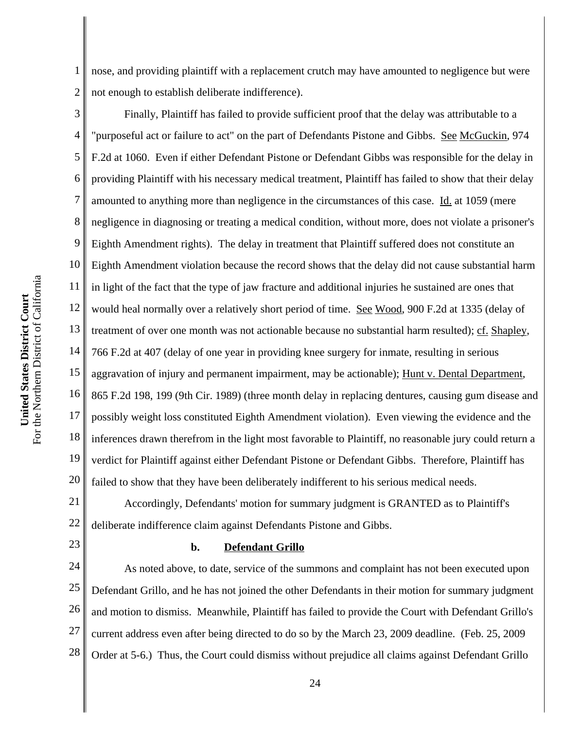nose, and providing plaintiff with a replacement crutch may have amounted to negligence but were not enough to establish deliberate indifference).

Finally, Plaintiff has failed to provide sufficient proof that the delay was attributable to a "purposeful act or failure to act" on the part of Defendants Pistone and Gibbs. See McGuckin, 974 F.2d at 1060. Even if either Defendant Pistone or Defendant Gibbs was responsible for the delay in providing Plaintiff with his necessary medical treatment, Plaintiff has failed to show that their delay amounted to anything more than negligence in the circumstances of this case. Id. at 1059 (mere negligence in diagnosing or treating a medical condition, without more, does not violate a prisoner's Eighth Amendment rights). The delay in treatment that Plaintiff suffered does not constitute an Eighth Amendment violation because the record shows that the delay did not cause substantial harm in light of the fact that the type of jaw fracture and additional injuries he sustained are ones that would heal normally over a relatively short period of time. See Wood, 900 F.2d at 1335 (delay of treatment of over one month was not actionable because no substantial harm resulted); cf. Shapley, 766 F.2d at 407 (delay of one year in providing knee surgery for inmate, resulting in serious aggravation of injury and permanent impairment, may be actionable); Hunt v. Dental Department, 865 F.2d 198, 199 (9th Cir. 1989) (three month delay in replacing dentures, causing gum disease and possibly weight loss constituted Eighth Amendment violation). Even viewing the evidence and the inferences drawn therefrom in the light most favorable to Plaintiff, no reasonable jury could return a verdict for Plaintiff against either Defendant Pistone or Defendant Gibbs. Therefore, Plaintiff has failed to show that they have been deliberately indifferent to his serious medical needs.

Accordingly, Defendants' motion for summary judgment is GRANTED as to Plaintiff's deliberate indifference claim against Defendants Pistone and Gibbs.

**b. Defendant Grillo**

As noted above, to date, service of the summons and complaint has not been executed upon Defendant Grillo, and he has not joined the other Defendants in their motion for summary judgment and motion to dismiss. Meanwhile, Plaintiff has failed to provide the Court with Defendant Grillo's current address even after being directed to do so by the March 23, 2009 deadline. (Feb. 25, 2009 Order at 5-6.) Thus, the Court could dismiss without prejudice all claims against Defendant Grillo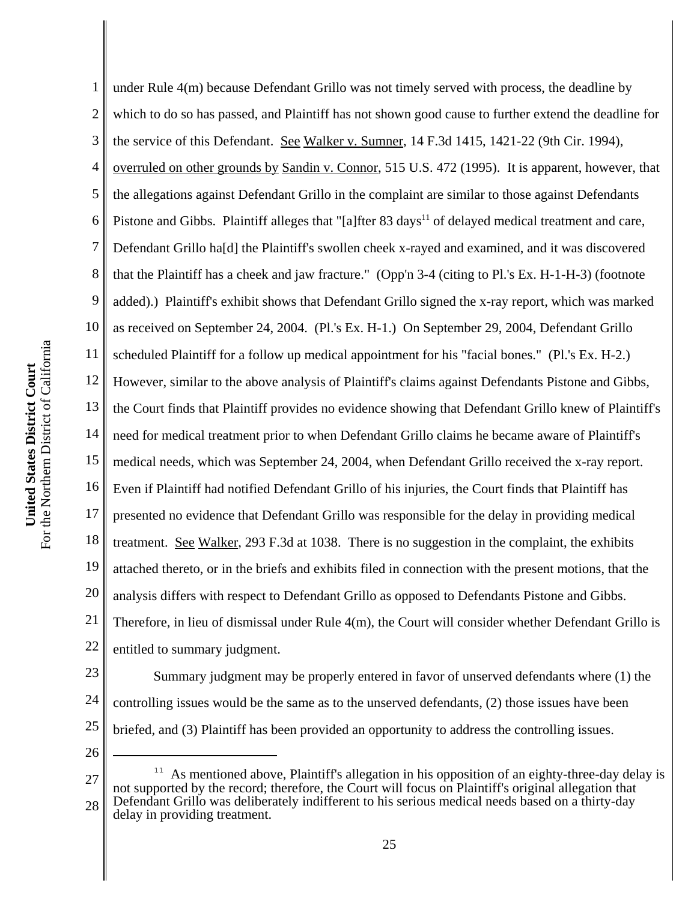under Rule 4(m) because Defendant Grillo was not timely served with process, the deadline by which to do so has passed, and Plaintiff has not shown good cause to further extend the deadline for the service of this Defendant. See Walker v. Sumner, 14 F.3d 1415, 1421-22 (9th Cir. 1994), overruled on other grounds by Sandin v. Connor, 515 U.S. 472 (1995). It is apparent, however, that the allegations against Defendant Grillo in the complaint are similar to those against Defendants Pistone and Gibbs. Plaintiff alleges that "[a]fter 83 days[11] of delayed medical treatment and care, Defendant Grillo ha[d] the Plaintiff's swollen cheek x-rayed and examined, and it was discovered that the Plaintiff has a cheek and jaw fracture." (Opp'n 3-4 (citing to Pl.'s Ex. H-1-H-3) (footnote added).) Plaintiff's exhibit shows that Defendant Grillo signed the x-ray report, which was marked as received on September 24, 2004. (Pl.'s Ex. H-1.) On September 29, 2004, Defendant Grillo scheduled Plaintiff for a follow up medical appointment for his "facial bones." (Pl.'s Ex. H-2.) However, similar to the above analysis of Plaintiff's claims against Defendants Pistone and Gibbs, the Court finds that Plaintiff provides no evidence showing that Defendant Grillo knew of Plaintiff's need for medical treatment prior to when Defendant Grillo claims he became aware of Plaintiff's medical needs, which was September 24, 2004, when Defendant Grillo received the x-ray report. Even if Plaintiff had notified Defendant Grillo of his injuries, the Court finds that Plaintiff has presented no evidence that Defendant Grillo was responsible for the delay in providing medical treatment. See Walker, 293 F.3d at 1038. There is no suggestion in the complaint, the exhibits attached thereto, or in the briefs and exhibits filed in connection with the present motions, that the analysis differs with respect to Defendant Grillo as opposed to Defendants Pistone and Gibbs. Therefore, in lieu of dismissal under Rule 4(m), the Court will consider whether Defendant Grillo is entitled to summary judgment.

Summary judgment may be properly entered in favor of unserved defendants where (1) the controlling issues would be the same as to the unserved defendants, (2) those issues have been briefed, and (3) Plaintiff has been provided an opportunity to address the controlling issues.

---

[11] As mentioned above, Plaintiff's allegation in his opposition of an eighty-three-day delay is not supported by the record; therefore, the Court will focus on Plaintiff's original allegation that Defendant Grillo was deliberately indifferent to his serious medical needs based on a thirty-day delay in providing treatment.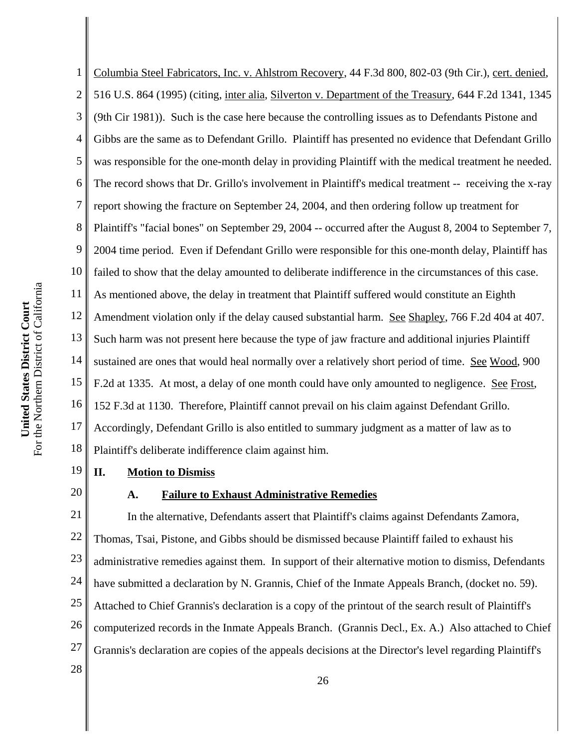Columbia Steel Fabricators, Inc. v. Ahlstrom Recovery, 44 F.3d 800, 802-03 (9th Cir.), cert. denied, 516 U.S. 864 (1995) (citing, inter alia, Silverton v. Department of the Treasury, 644 F.2d 1341, 1345 (9th Cir 1981)). Such is the case here because the controlling issues as to Defendants Pistone and Gibbs are the same as to Defendant Grillo. Plaintiff has presented no evidence that Defendant Grillo was responsible for the one-month delay in providing Plaintiff with the medical treatment he needed. The record shows that Dr. Grillo's involvement in Plaintiff's medical treatment -- receiving the x-ray report showing the fracture on September 24, 2004, and then ordering follow up treatment for Plaintiff's "facial bones" on September 29, 2004 -- occurred after the August 8, 2004 to September 7, 2004 time period. Even if Defendant Grillo were responsible for this one-month delay, Plaintiff has failed to show that the delay amounted to deliberate indifference in the circumstances of this case. As mentioned above, the delay in treatment that Plaintiff suffered would constitute an Eighth Amendment violation only if the delay caused substantial harm. See Shapley, 766 F.2d 404 at 407. Such harm was not present here because the type of jaw fracture and additional injuries Plaintiff sustained are ones that would heal normally over a relatively short period of time. See Wood, 900 F.2d at 1335. At most, a delay of one month could have only amounted to negligence. See Frost, 152 F.3d at 1130. Therefore, Plaintiff cannot prevail on his claim against Defendant Grillo. Accordingly, Defendant Grillo is also entitled to summary judgment as a matter of law as to Plaintiff's deliberate indifference claim against him.

## II. Motion to Dismiss

### A. Failure to Exhaust Administrative Remedies

In the alternative, Defendants assert that Plaintiff's claims against Defendants Zamora, Thomas, Tsai, Pistone, and Gibbs should be dismissed because Plaintiff failed to exhaust his administrative remedies against them. In support of their alternative motion to dismiss, Defendants have submitted a declaration by N. Grannis, Chief of the Inmate Appeals Branch, (docket no. 59). Attached to Chief Grannis's declaration is a copy of the printout of the search result of Plaintiff's computerized records in the Inmate Appeals Branch. (Grannis Decl., Ex. A.) Also attached to Chief Grannis's declaration are copies of the appeals decisions at the Director's level regarding Plaintiff's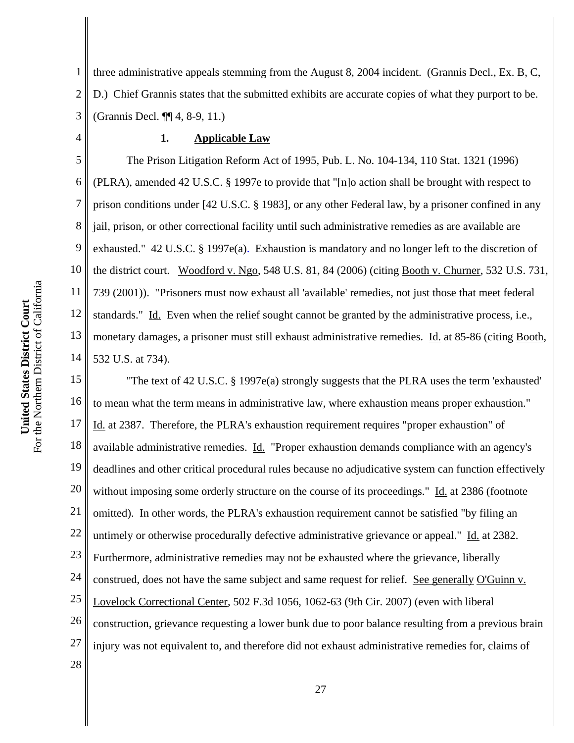three administrative appeals stemming from the August 8, 2004 incident. (Grannis Decl., Ex. B, C, D.) Chief Grannis states that the submitted exhibits are accurate copies of what they purport to be. (Grannis Decl. ¶¶ 4, 8-9, 11.)

### 1. Applicable Law

The Prison Litigation Reform Act of 1995, Pub. L. No. 104-134, 110 Stat. 1321 (1996) (PLRA), amended 42 U.S.C. § 1997e to provide that "[n]o action shall be brought with respect to prison conditions under [42 U.S.C. § 1983], or any other Federal law, by a prisoner confined in any jail, prison, or other correctional facility until such administrative remedies as are available are exhausted." 42 U.S.C. § 1997e(a). Exhaustion is mandatory and no longer left to the discretion of the district court. Woodford v. Ngo, 548 U.S. 81, 84 (2006) (citing Booth v. Churner, 532 U.S. 731, 739 (2001)). "Prisoners must now exhaust all 'available' remedies, not just those that meet federal standards." Id. Even when the relief sought cannot be granted by the administrative process, i.e., monetary damages, a prisoner must still exhaust administrative remedies. Id. at 85-86 (citing Booth, 532 U.S. at 734).

"The text of 42 U.S.C. § 1997e(a) strongly suggests that the PLRA uses the term 'exhausted' to mean what the term means in administrative law, where exhaustion means proper exhaustion." Id. at 2387. Therefore, the PLRA's exhaustion requirement requires "proper exhaustion" of available administrative remedies. Id. "Proper exhaustion demands compliance with an agency's deadlines and other critical procedural rules because no adjudicative system can function effectively without imposing some orderly structure on the course of its proceedings." Id. at 2386 (footnote omitted). In other words, the PLRA's exhaustion requirement cannot be satisfied "by filing an untimely or otherwise procedurally defective administrative grievance or appeal." Id. at 2382. Furthermore, administrative remedies may not be exhausted where the grievance, liberally construed, does not have the same subject and same request for relief. See generally O'Guinn v. Lovelock Correctional Center, 502 F.3d 1056, 1062-63 (9th Cir. 2007) (even with liberal construction, grievance requesting a lower bunk due to poor balance resulting from a previous brain injury was not equivalent to, and therefore did not exhaust administrative remedies for, claims of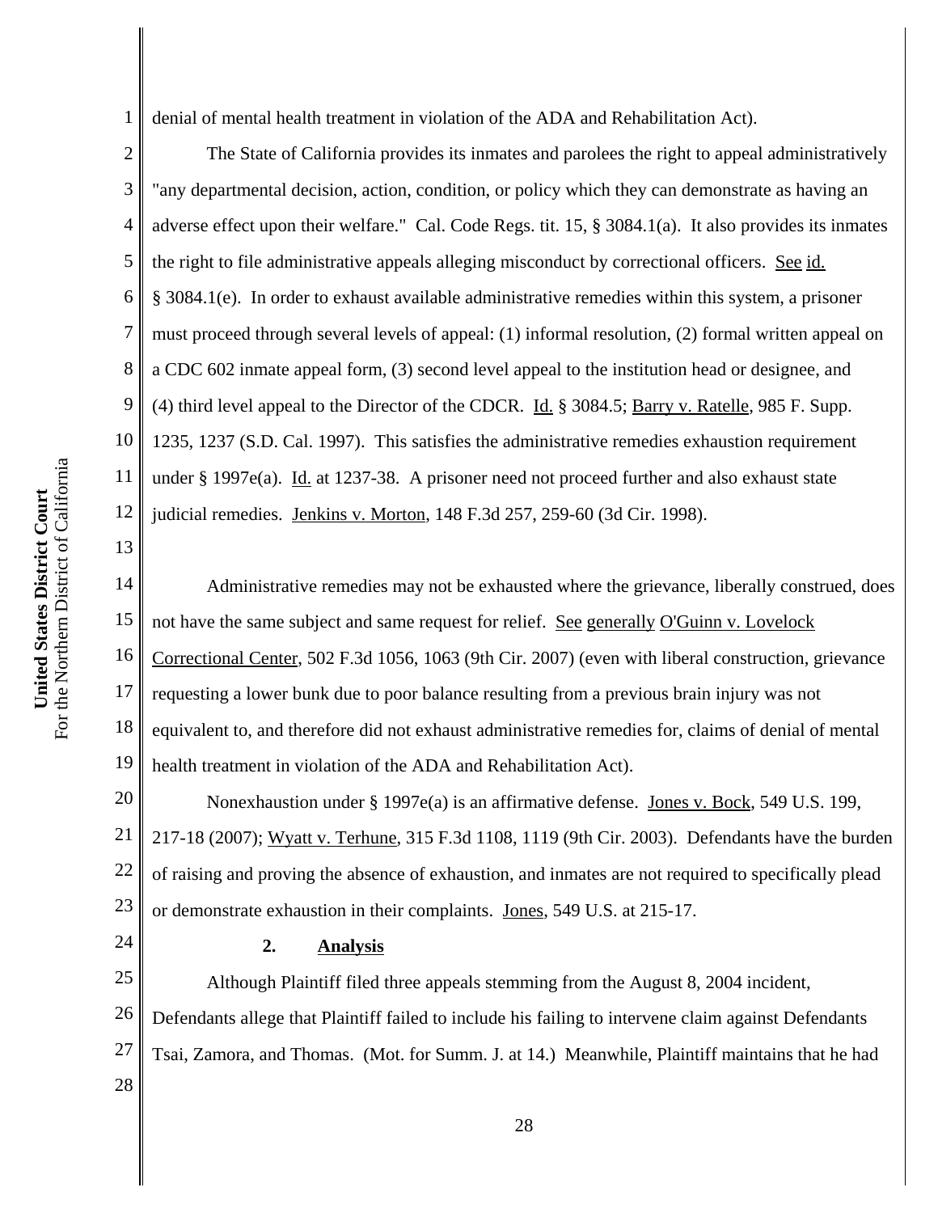denial of mental health treatment in violation of the ADA and Rehabilitation Act).

The State of California provides its inmates and parolees the right to appeal administratively "any departmental decision, action, condition, or policy which they can demonstrate as having an adverse effect upon their welfare." Cal. Code Regs. tit. 15, § 3084.1(a). It also provides its inmates the right to file administrative appeals alleging misconduct by correctional officers. See id. § 3084.1(e). In order to exhaust available administrative remedies within this system, a prisoner must proceed through several levels of appeal: (1) informal resolution, (2) formal written appeal on a CDC 602 inmate appeal form, (3) second level appeal to the institution head or designee, and (4) third level appeal to the Director of the CDCR. Id. § 3084.5; Barry v. Ratelle, 985 F. Supp. 1235, 1237 (S.D. Cal. 1997). This satisfies the administrative remedies exhaustion requirement under § 1997e(a). Id. at 1237-38. A prisoner need not proceed further and also exhaust state judicial remedies. Jenkins v. Morton, 148 F.3d 257, 259-60 (3d Cir. 1998).

Administrative remedies may not be exhausted where the grievance, liberally construed, does not have the same subject and same request for relief. See generally O'Guinn v. Lovelock Correctional Center, 502 F.3d 1056, 1063 (9th Cir. 2007) (even with liberal construction, grievance requesting a lower bunk due to poor balance resulting from a previous brain injury was not equivalent to, and therefore did not exhaust administrative remedies for, claims of denial of mental health treatment in violation of the ADA and Rehabilitation Act).

Nonexhaustion under § 1997e(a) is an affirmative defense. Jones v. Bock, 549 U.S. 199, 217-18 (2007); Wyatt v. Terhune, 315 F.3d 1108, 1119 (9th Cir. 2003). Defendants have the burden of raising and proving the absence of exhaustion, and inmates are not required to specifically plead or demonstrate exhaustion in their complaints. Jones, 549 U.S. at 215-17.

### 2. Analysis

Although Plaintiff filed three appeals stemming from the August 8, 2004 incident, Defendants allege that Plaintiff failed to include his failing to intervene claim against Defendants Tsai, Zamora, and Thomas. (Mot. for Summ. J. at 14.) Meanwhile, Plaintiff maintains that he had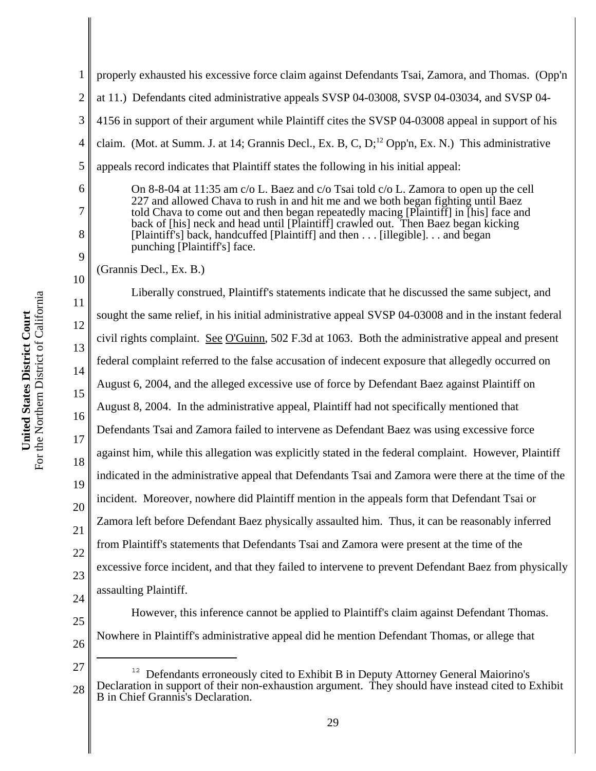properly exhausted his excessive force claim against Defendants Tsai, Zamora, and Thomas. (Opp'n at 11.) Defendants cited administrative appeals SVSP 04-03008, SVSP 04-03034, and SVSP 04-4156 in support of their argument while Plaintiff cites the SVSP 04-03008 appeal in support of his claim. (Mot. at Summ. J. at 14; Grannis Decl., Ex. B, C, D;[12] Opp'n, Ex. N.) This administrative appeals record indicates that Plaintiff states the following in his initial appeal:

> On 8-8-04 at 11:35 am c/o L. Baez and c/o Tsai told c/o L. Zamora to open up the cell 227 and allowed Chava to rush in and hit me and we both began fighting until Baez told Chava to come out and then began repeatedly macing [Plaintiff] in [his] face and back of [his] neck and head until [Plaintiff] crawled out. Then Baez began kicking [Plaintiff's] back, handcuffed [Plaintiff] and then . . . [illegible]. . . and began punching [Plaintiff's] face.

(Grannis Decl., Ex. B.)

Liberally construed, Plaintiff's statements indicate that he discussed the same subject, and sought the same relief, in his initial administrative appeal SVSP 04-03008 and in the instant federal civil rights complaint. See O'Guinn, 502 F.3d at 1063. Both the administrative appeal and present federal complaint referred to the false accusation of indecent exposure that allegedly occurred on August 6, 2004, and the alleged excessive use of force by Defendant Baez against Plaintiff on August 8, 2004. In the administrative appeal, Plaintiff had not specifically mentioned that Defendants Tsai and Zamora failed to intervene as Defendant Baez was using excessive force against him, while this allegation was explicitly stated in the federal complaint. However, Plaintiff indicated in the administrative appeal that Defendants Tsai and Zamora were there at the time of the incident. Moreover, nowhere did Plaintiff mention in the appeals form that Defendant Tsai or Zamora left before Defendant Baez physically assaulted him. Thus, it can be reasonably inferred from Plaintiff's statements that Defendants Tsai and Zamora were present at the time of the excessive force incident, and that they failed to intervene to prevent Defendant Baez from physically assaulting Plaintiff.

However, this inference cannot be applied to Plaintiff's claim against Defendant Thomas. Nowhere in Plaintiff's administrative appeal did he mention Defendant Thomas, or allege that

---

[12] Defendants erroneously cited to Exhibit B in Deputy Attorney General Maiorino's Declaration in support of their non-exhaustion argument. They should have instead cited to Exhibit B in Chief Grannis's Declaration.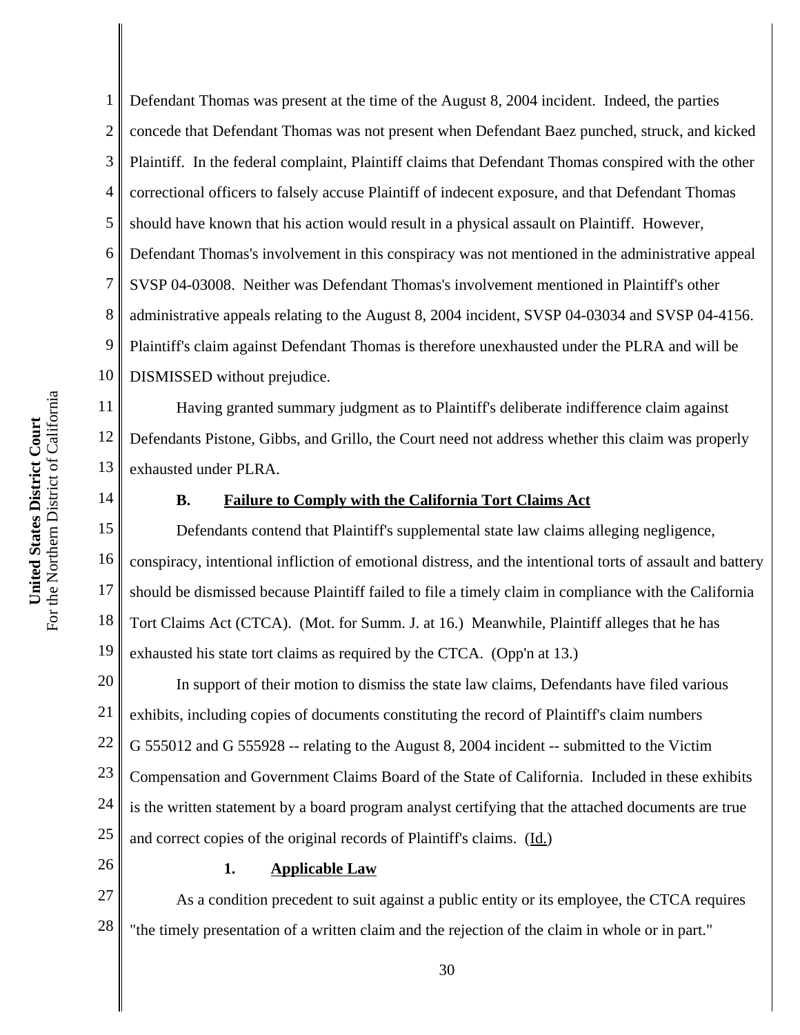Defendant Thomas was present at the time of the August 8, 2004 incident. Indeed, the parties concede that Defendant Thomas was not present when Defendant Baez punched, struck, and kicked Plaintiff. In the federal complaint, Plaintiff claims that Defendant Thomas conspired with the other correctional officers to falsely accuse Plaintiff of indecent exposure, and that Defendant Thomas should have known that his action would result in a physical assault on Plaintiff. However, Defendant Thomas's involvement in this conspiracy was not mentioned in the administrative appeal SVSP 04-03008. Neither was Defendant Thomas's involvement mentioned in Plaintiff's other administrative appeals relating to the August 8, 2004 incident, SVSP 04-03034 and SVSP 04-4156. Plaintiff's claim against Defendant Thomas is therefore unexhausted under the PLRA and will be DISMISSED without prejudice.

Having granted summary judgment as to Plaintiff's deliberate indifference claim against Defendants Pistone, Gibbs, and Grillo, the Court need not address whether this claim was properly exhausted under PLRA.

### B. Failure to Comply with the California Tort Claims Act

Defendants contend that Plaintiff's supplemental state law claims alleging negligence, conspiracy, intentional infliction of emotional distress, and the intentional torts of assault and battery should be dismissed because Plaintiff failed to file a timely claim in compliance with the California Tort Claims Act (CTCA). (Mot. for Summ. J. at 16.) Meanwhile, Plaintiff alleges that he has exhausted his state tort claims as required by the CTCA. (Opp'n at 13.)

In support of their motion to dismiss the state law claims, Defendants have filed various exhibits, including copies of documents constituting the record of Plaintiff's claim numbers G 555012 and G 555928 -- relating to the August 8, 2004 incident -- submitted to the Victim Compensation and Government Claims Board of the State of California. Included in these exhibits is the written statement by a board program analyst certifying that the attached documents are true and correct copies of the original records of Plaintiff's claims. (Id.)

#### 1. Applicable Law

As a condition precedent to suit against a public entity or its employee, the CTCA requires "the timely presentation of a written claim and the rejection of the claim in whole or in part."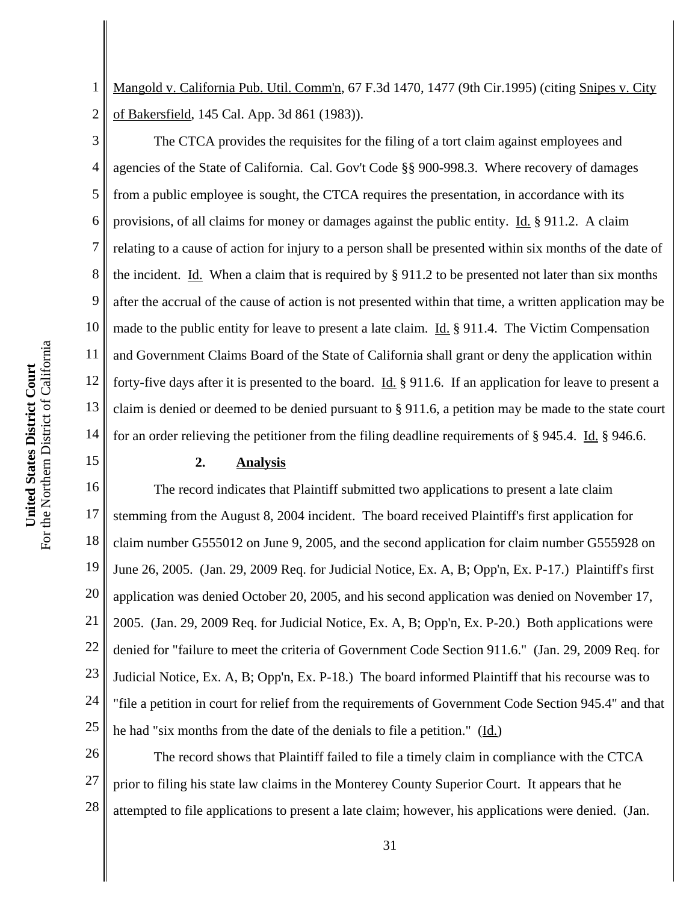Mangold v. California Pub. Util. Comm'n, 67 F.3d 1470, 1477 (9th Cir.1995) (citing Snipes v. City of Bakersfield, 145 Cal. App. 3d 861 (1983)).

The CTCA provides the requisites for the filing of a tort claim against employees and agencies of the State of California. Cal. Gov't Code §§ 900-998.3. Where recovery of damages from a public employee is sought, the CTCA requires the presentation, in accordance with its provisions, of all claims for money or damages against the public entity. Id. § 911.2. A claim relating to a cause of action for injury to a person shall be presented within six months of the date of the incident. Id. When a claim that is required by § 911.2 to be presented not later than six months after the accrual of the cause of action is not presented within that time, a written application may be made to the public entity for leave to present a late claim. Id. § 911.4. The Victim Compensation and Government Claims Board of the State of California shall grant or deny the application within forty-five days after it is presented to the board. Id. § 911.6. If an application for leave to present a claim is denied or deemed to be denied pursuant to § 911.6, a petition may be made to the state court for an order relieving the petitioner from the filing deadline requirements of § 945.4. Id. § 946.6.

**2. Analysis**

The record indicates that Plaintiff submitted two applications to present a late claim stemming from the August 8, 2004 incident. The board received Plaintiff's first application for claim number G555012 on June 9, 2005, and the second application for claim number G555928 on June 26, 2005. (Jan. 29, 2009 Req. for Judicial Notice, Ex. A, B; Opp'n, Ex. P-17.) Plaintiff's first application was denied October 20, 2005, and his second application was denied on November 17, 2005. (Jan. 29, 2009 Req. for Judicial Notice, Ex. A, B; Opp'n, Ex. P-20.) Both applications were denied for "failure to meet the criteria of Government Code Section 911.6." (Jan. 29, 2009 Req. for Judicial Notice, Ex. A, B; Opp'n, Ex. P-18.) The board informed Plaintiff that his recourse was to "file a petition in court for relief from the requirements of Government Code Section 945.4" and that he had "six months from the date of the denials to file a petition." (Id.)

The record shows that Plaintiff failed to file a timely claim in compliance with the CTCA prior to filing his state law claims in the Monterey County Superior Court. It appears that he attempted to file applications to present a late claim; however, his applications were denied. (Jan.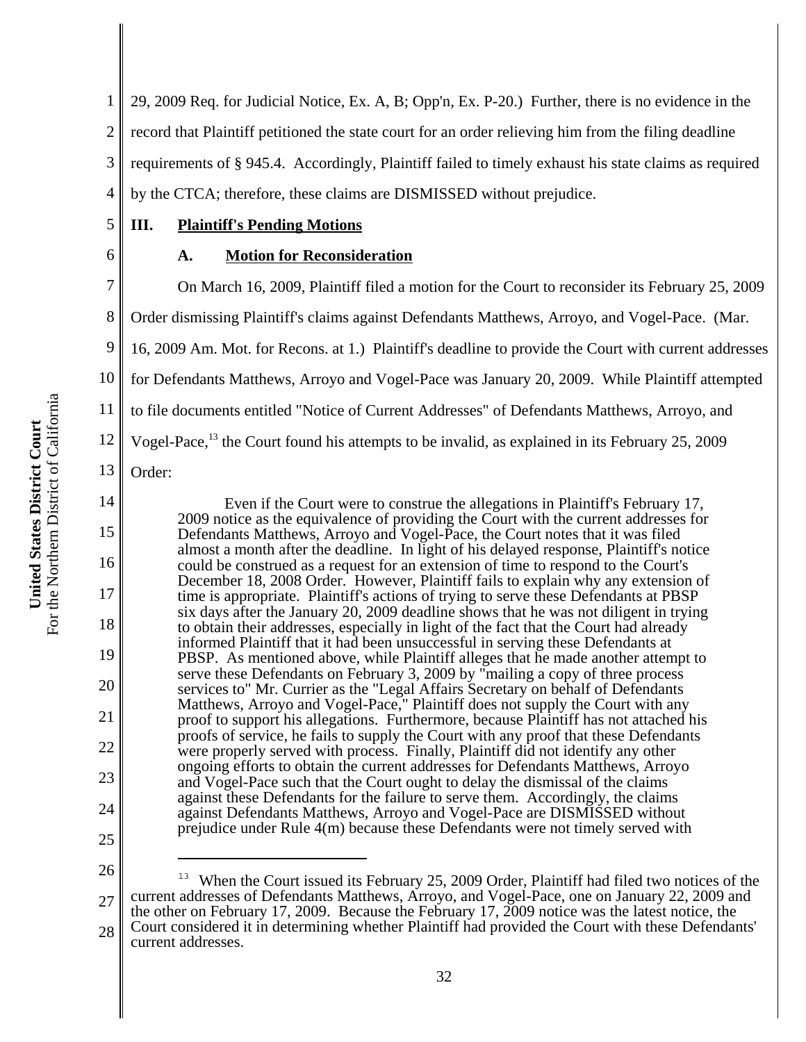29, 2009 Req. for Judicial Notice, Ex. A, B; Opp'n, Ex. P-20.) Further, there is no evidence in the record that Plaintiff petitioned the state court for an order relieving him from the filing deadline requirements of § 945.4. Accordingly, Plaintiff failed to timely exhaust his state claims as required by the CTCA; therefore, these claims are DISMISSED without prejudice.

## III. Plaintiff's Pending Motions

### A. Motion for Reconsideration

On March 16, 2009, Plaintiff filed a motion for the Court to reconsider its February 25, 2009 Order dismissing Plaintiff's claims against Defendants Matthews, Arroyo, and Vogel-Pace. (Mar. 16, 2009 Am. Mot. for Recons. at 1.) Plaintiff's deadline to provide the Court with current addresses for Defendants Matthews, Arroyo and Vogel-Pace was January 20, 2009. While Plaintiff attempted to file documents entitled "Notice of Current Addresses" of Defendants Matthews, Arroyo, and Vogel-Pace,[13] the Court found his attempts to be invalid, as explained in its February 25, 2009 Order:

> Even if the Court were to construe the allegations in Plaintiff's February 17, 2009 notice as the equivalence of providing the Court with the current addresses for Defendants Matthews, Arroyo and Vogel-Pace, the Court notes that it was filed almost a month after the deadline. In light of his delayed response, Plaintiff's notice could be construed as a request for an extension of time to respond to the Court's December 18, 2008 Order. However, Plaintiff fails to explain why any extension of time is appropriate. Plaintiff's actions of trying to serve these Defendants at PBSP six days after the January 20, 2009 deadline shows that he was not diligent in trying to obtain their addresses, especially in light of the fact that the Court had already informed Plaintiff that it had been unsuccessful in serving these Defendants at PBSP. As mentioned above, while Plaintiff alleges that he made another attempt to serve these Defendants on February 3, 2009 by "mailing a copy of three process services to" Mr. Currier as the "Legal Affairs Secretary on behalf of Defendants Matthews, Arroyo and Vogel-Pace," Plaintiff does not supply the Court with any proof to support his allegations. Furthermore, because Plaintiff has not attached his proofs of service, he fails to supply the Court with any proof that these Defendants were properly served with process. Finally, Plaintiff did not identify any other ongoing efforts to obtain the current addresses for Defendants Matthews, Arroyo and Vogel-Pace such that the Court ought to delay the dismissal of the claims against these Defendants for the failure to serve them. Accordingly, the claims against Defendants Matthews, Arroyo and Vogel-Pace are DISMISSED without prejudice under Rule 4(m) because these Defendants were not timely served with

[13] When the Court issued its February 25, 2009 Order, Plaintiff had filed two notices of the current addresses of Defendants Matthews, Arroyo, and Vogel-Pace, one on January 22, 2009 and the other on February 17, 2009. Because the February 17, 2009 notice was the latest notice, the Court considered it in determining whether Plaintiff had provided the Court with these Defendants' current addresses.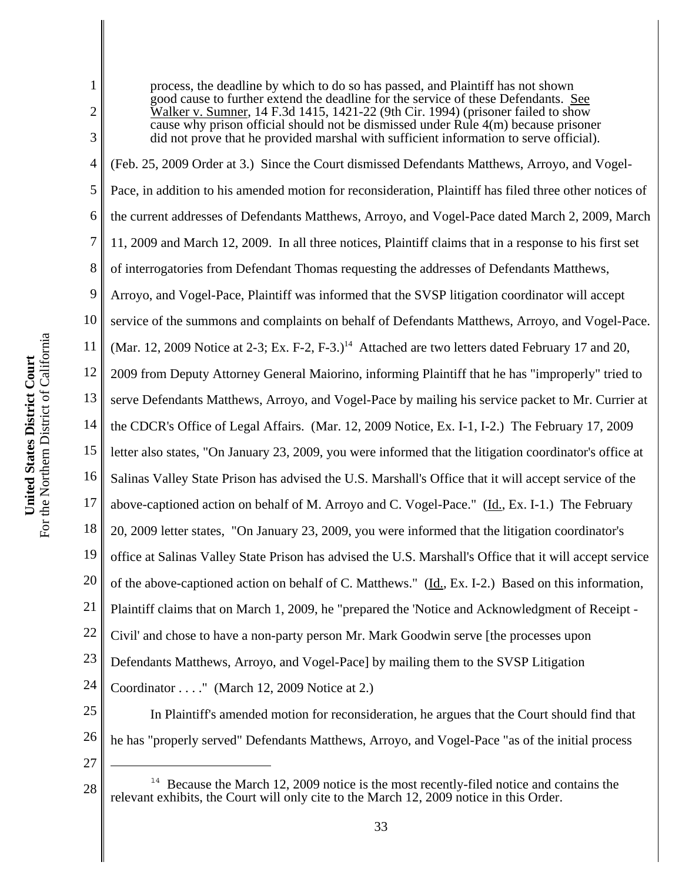> process, the deadline by which to do so has passed, and Plaintiff has not shown good cause to further extend the deadline for the service of these Defendants. See Walker v. Sumner, 14 F.3d 1415, 1421-22 (9th Cir. 1994) (prisoner failed to show cause why prison official should not be dismissed under Rule 4(m) because prisoner did not prove that he provided marshal with sufficient information to serve official).

(Feb. 25, 2009 Order at 3.) Since the Court dismissed Defendants Matthews, Arroyo, and Vogel-Pace, in addition to his amended motion for reconsideration, Plaintiff has filed three other notices of the current addresses of Defendants Matthews, Arroyo, and Vogel-Pace dated March 2, 2009, March 11, 2009 and March 12, 2009. In all three notices, Plaintiff claims that in a response to his first set of interrogatories from Defendant Thomas requesting the addresses of Defendants Matthews, Arroyo, and Vogel-Pace, Plaintiff was informed that the SVSP litigation coordinator will accept service of the summons and complaints on behalf of Defendants Matthews, Arroyo, and Vogel-Pace. (Mar. 12, 2009 Notice at 2-3; Ex. F-2, F-3.)[14] Attached are two letters dated February 17 and 20, 2009 from Deputy Attorney General Maiorino, informing Plaintiff that he has "improperly" tried to serve Defendants Matthews, Arroyo, and Vogel-Pace by mailing his service packet to Mr. Currier at the CDCR's Office of Legal Affairs. (Mar. 12, 2009 Notice, Ex. I-1, I-2.) The February 17, 2009 letter also states, "On January 23, 2009, you were informed that the litigation coordinator's office at Salinas Valley State Prison has advised the U.S. Marshall's Office that it will accept service of the above-captioned action on behalf of M. Arroyo and C. Vogel-Pace." (Id., Ex. I-1.) The February 20, 2009 letter states, "On January 23, 2009, you were informed that the litigation coordinator's office at Salinas Valley State Prison has advised the U.S. Marshall's Office that it will accept service of the above-captioned action on behalf of C. Matthews." (Id., Ex. I-2.) Based on this information, Plaintiff claims that on March 1, 2009, he "prepared the 'Notice and Acknowledgment of Receipt - Civil' and chose to have a non-party person Mr. Mark Goodwin serve [the processes upon Defendants Matthews, Arroyo, and Vogel-Pace] by mailing them to the SVSP Litigation Coordinator . . . ." (March 12, 2009 Notice at 2.)

In Plaintiff's amended motion for reconsideration, he argues that the Court should find that he has "properly served" Defendants Matthews, Arroyo, and Vogel-Pace "as of the initial process

---

[14] Because the March 12, 2009 notice is the most recently-filed notice and contains the relevant exhibits, the Court will only cite to the March 12, 2009 notice in this Order.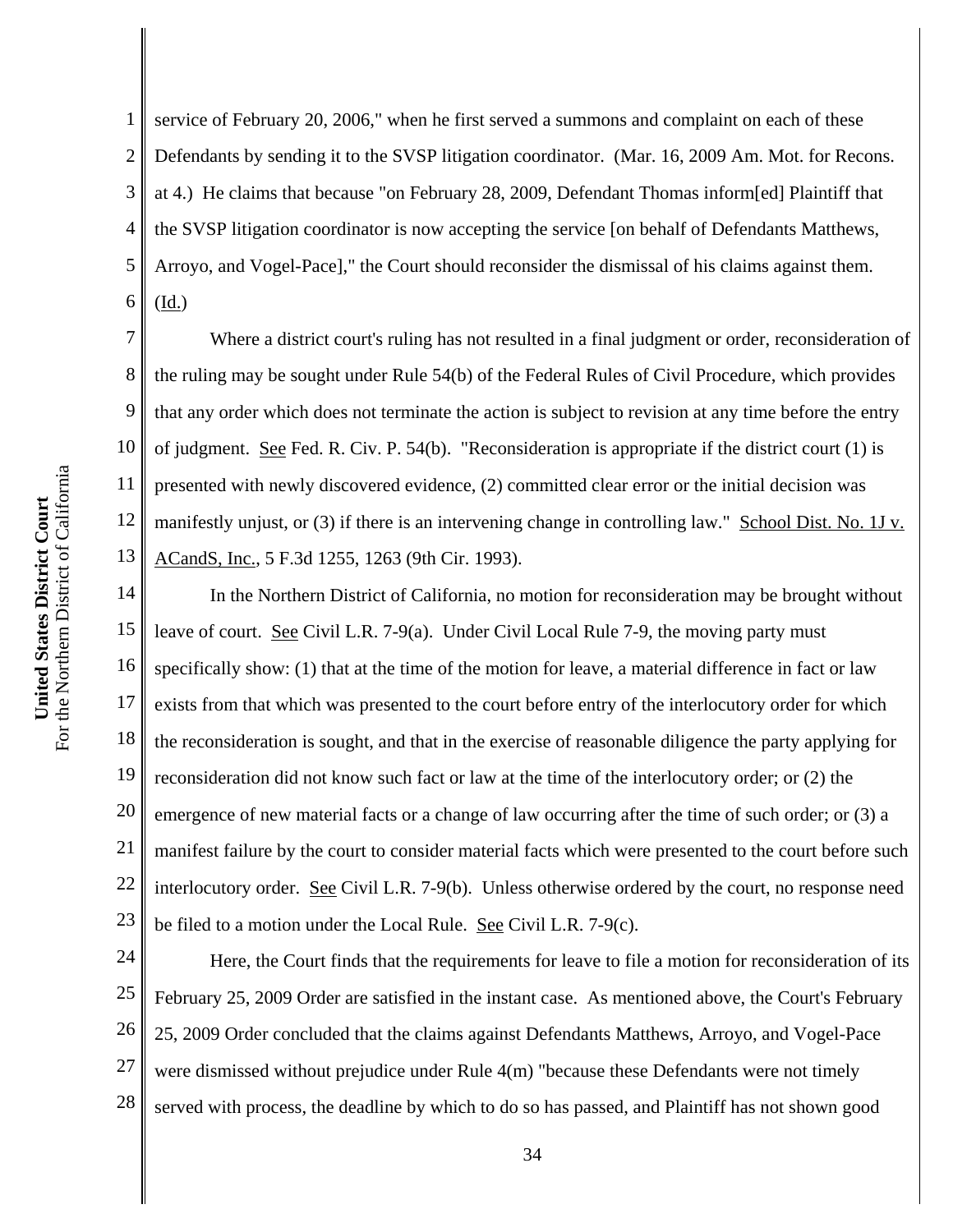service of February 20, 2006," when he first served a summons and complaint on each of these Defendants by sending it to the SVSP litigation coordinator. (Mar. 16, 2009 Am. Mot. for Recons. at 4.) He claims that because "on February 28, 2009, Defendant Thomas inform[ed] Plaintiff that the SVSP litigation coordinator is now accepting the service [on behalf of Defendants Matthews, Arroyo, and Vogel-Pace]," the Court should reconsider the dismissal of his claims against them. (Id.)

Where a district court's ruling has not resulted in a final judgment or order, reconsideration of the ruling may be sought under Rule 54(b) of the Federal Rules of Civil Procedure, which provides that any order which does not terminate the action is subject to revision at any time before the entry of judgment. See Fed. R. Civ. P. 54(b). "Reconsideration is appropriate if the district court (1) is presented with newly discovered evidence, (2) committed clear error or the initial decision was manifestly unjust, or (3) if there is an intervening change in controlling law." School Dist. No. 1J v. ACandS, Inc., 5 F.3d 1255, 1263 (9th Cir. 1993).

In the Northern District of California, no motion for reconsideration may be brought without leave of court. See Civil L.R. 7-9(a). Under Civil Local Rule 7-9, the moving party must specifically show: (1) that at the time of the motion for leave, a material difference in fact or law exists from that which was presented to the court before entry of the interlocutory order for which the reconsideration is sought, and that in the exercise of reasonable diligence the party applying for reconsideration did not know such fact or law at the time of the interlocutory order; or (2) the emergence of new material facts or a change of law occurring after the time of such order; or (3) a manifest failure by the court to consider material facts which were presented to the court before such interlocutory order. See Civil L.R. 7-9(b). Unless otherwise ordered by the court, no response need be filed to a motion under the Local Rule. See Civil L.R. 7-9(c).

Here, the Court finds that the requirements for leave to file a motion for reconsideration of its February 25, 2009 Order are satisfied in the instant case. As mentioned above, the Court's February 25, 2009 Order concluded that the claims against Defendants Matthews, Arroyo, and Vogel-Pace were dismissed without prejudice under Rule 4(m) "because these Defendants were not timely served with process, the deadline by which to do so has passed, and Plaintiff has not shown good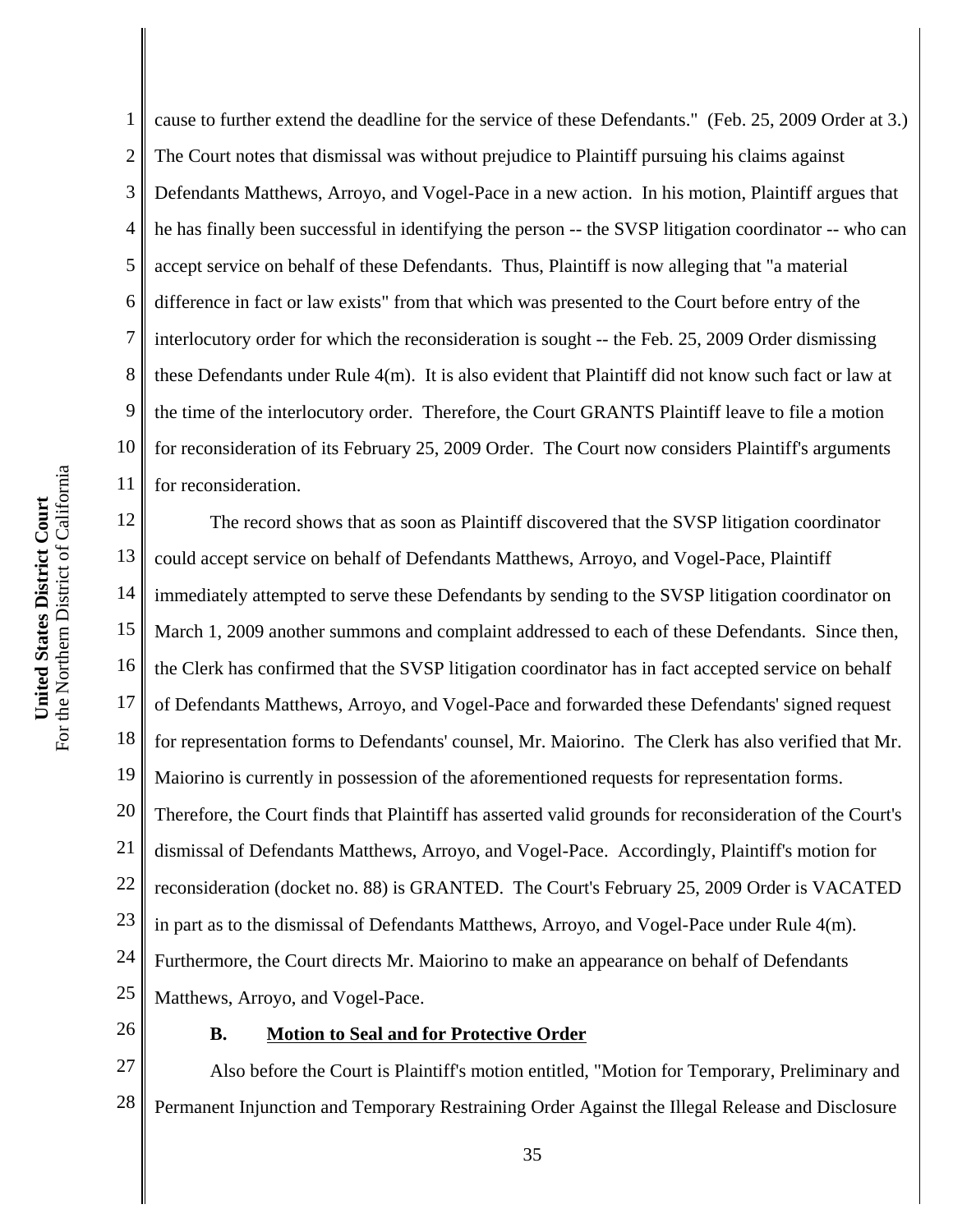cause to further extend the deadline for the service of these Defendants." (Feb. 25, 2009 Order at 3.) The Court notes that dismissal was without prejudice to Plaintiff pursuing his claims against Defendants Matthews, Arroyo, and Vogel-Pace in a new action. In his motion, Plaintiff argues that he has finally been successful in identifying the person -- the SVSP litigation coordinator -- who can accept service on behalf of these Defendants. Thus, Plaintiff is now alleging that "a material difference in fact or law exists" from that which was presented to the Court before entry of the interlocutory order for which the reconsideration is sought -- the Feb. 25, 2009 Order dismissing these Defendants under Rule 4(m). It is also evident that Plaintiff did not know such fact or law at the time of the interlocutory order. Therefore, the Court GRANTS Plaintiff leave to file a motion for reconsideration of its February 25, 2009 Order. The Court now considers Plaintiff's arguments for reconsideration.

The record shows that as soon as Plaintiff discovered that the SVSP litigation coordinator could accept service on behalf of Defendants Matthews, Arroyo, and Vogel-Pace, Plaintiff immediately attempted to serve these Defendants by sending to the SVSP litigation coordinator on March 1, 2009 another summons and complaint addressed to each of these Defendants. Since then, the Clerk has confirmed that the SVSP litigation coordinator has in fact accepted service on behalf of Defendants Matthews, Arroyo, and Vogel-Pace and forwarded these Defendants' signed request for representation forms to Defendants' counsel, Mr. Maiorino. The Clerk has also verified that Mr. Maiorino is currently in possession of the aforementioned requests for representation forms. Therefore, the Court finds that Plaintiff has asserted valid grounds for reconsideration of the Court's dismissal of Defendants Matthews, Arroyo, and Vogel-Pace. Accordingly, Plaintiff's motion for reconsideration (docket no. 88) is GRANTED. The Court's February 25, 2009 Order is VACATED in part as to the dismissal of Defendants Matthews, Arroyo, and Vogel-Pace under Rule 4(m). Furthermore, the Court directs Mr. Maiorino to make an appearance on behalf of Defendants Matthews, Arroyo, and Vogel-Pace.

### B. Motion to Seal and for Protective Order

Also before the Court is Plaintiff's motion entitled, "Motion for Temporary, Preliminary and Permanent Injunction and Temporary Restraining Order Against the Illegal Release and Disclosure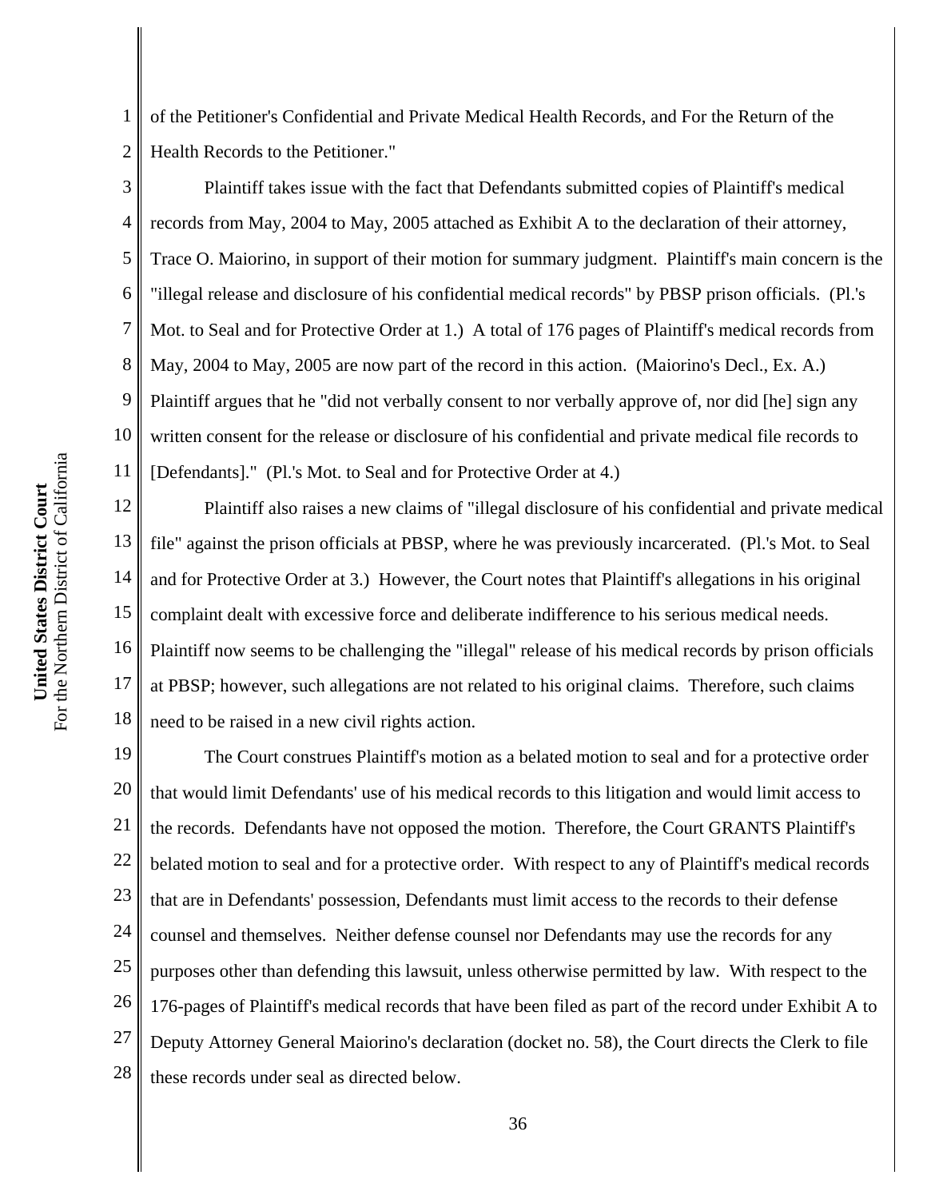of the Petitioner's Confidential and Private Medical Health Records, and For the Return of the Health Records to the Petitioner."

Plaintiff takes issue with the fact that Defendants submitted copies of Plaintiff's medical records from May, 2004 to May, 2005 attached as Exhibit A to the declaration of their attorney, Trace O. Maiorino, in support of their motion for summary judgment. Plaintiff's main concern is the "illegal release and disclosure of his confidential medical records" by PBSP prison officials. (Pl.'s Mot. to Seal and for Protective Order at 1.) A total of 176 pages of Plaintiff's medical records from May, 2004 to May, 2005 are now part of the record in this action. (Maiorino's Decl., Ex. A.) Plaintiff argues that he "did not verbally consent to nor verbally approve of, nor did [he] sign any written consent for the release or disclosure of his confidential and private medical file records to [Defendants]." (Pl.'s Mot. to Seal and for Protective Order at 4.)

Plaintiff also raises a new claims of "illegal disclosure of his confidential and private medical file" against the prison officials at PBSP, where he was previously incarcerated. (Pl.'s Mot. to Seal and for Protective Order at 3.) However, the Court notes that Plaintiff's allegations in his original complaint dealt with excessive force and deliberate indifference to his serious medical needs. Plaintiff now seems to be challenging the "illegal" release of his medical records by prison officials at PBSP; however, such allegations are not related to his original claims. Therefore, such claims need to be raised in a new civil rights action.

The Court construes Plaintiff's motion as a belated motion to seal and for a protective order that would limit Defendants' use of his medical records to this litigation and would limit access to the records. Defendants have not opposed the motion. Therefore, the Court GRANTS Plaintiff's belated motion to seal and for a protective order. With respect to any of Plaintiff's medical records that are in Defendants' possession, Defendants must limit access to the records to their defense counsel and themselves. Neither defense counsel nor Defendants may use the records for any purposes other than defending this lawsuit, unless otherwise permitted by law. With respect to the 176-pages of Plaintiff's medical records that have been filed as part of the record under Exhibit A to Deputy Attorney General Maiorino's declaration (docket no. 58), the Court directs the Clerk to file these records under seal as directed below.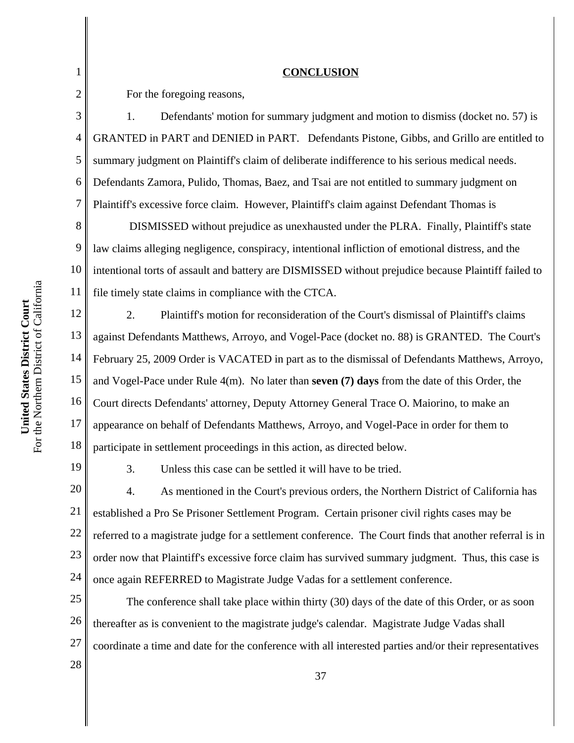**CONCLUSION**

For the foregoing reasons,

1. Defendants' motion for summary judgment and motion to dismiss (docket no. 57) is GRANTED in PART and DENIED in PART. Defendants Pistone, Gibbs, and Grillo are entitled to summary judgment on Plaintiff's claim of deliberate indifference to his serious medical needs. Defendants Zamora, Pulido, Thomas, Baez, and Tsai are not entitled to summary judgment on Plaintiff's excessive force claim. However, Plaintiff's claim against Defendant Thomas is DISMISSED without prejudice as unexhausted under the PLRA. Finally, Plaintiff's state law claims alleging negligence, conspiracy, intentional infliction of emotional distress, and the intentional torts of assault and battery are DISMISSED without prejudice because Plaintiff failed to file timely state claims in compliance with the CTCA.

2. Plaintiff's motion for reconsideration of the Court's dismissal of Plaintiff's claims against Defendants Matthews, Arroyo, and Vogel-Pace (docket no. 88) is GRANTED. The Court's February 25, 2009 Order is VACATED in part as to the dismissal of Defendants Matthews, Arroyo, and Vogel-Pace under Rule 4(m). No later than **seven (7) days** from the date of this Order, the Court directs Defendants' attorney, Deputy Attorney General Trace O. Maiorino, to make an appearance on behalf of Defendants Matthews, Arroyo, and Vogel-Pace in order for them to participate in settlement proceedings in this action, as directed below.

3. Unless this case can be settled it will have to be tried.

4. As mentioned in the Court's previous orders, the Northern District of California has established a Pro Se Prisoner Settlement Program. Certain prisoner civil rights cases may be referred to a magistrate judge for a settlement conference. The Court finds that another referral is in order now that Plaintiff's excessive force claim has survived summary judgment. Thus, this case is once again REFERRED to Magistrate Judge Vadas for a settlement conference.

The conference shall take place within thirty (30) days of the date of this Order, or as soon thereafter as is convenient to the magistrate judge's calendar. Magistrate Judge Vadas shall coordinate a time and date for the conference with all interested parties and/or their representatives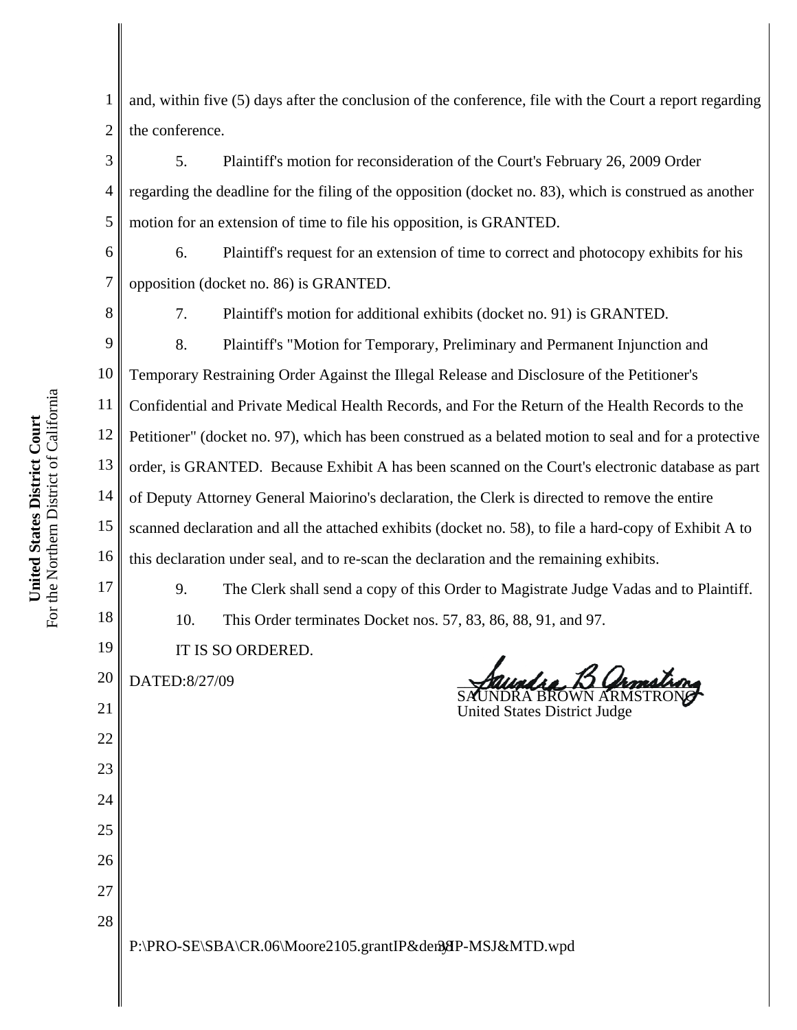and, within five (5) days after the conclusion of the conference, file with the Court a report regarding the conference.

5. Plaintiff's motion for reconsideration of the Court's February 26, 2009 Order regarding the deadline for the filing of the opposition (docket no. 83), which is construed as another motion for an extension of time to file his opposition, is GRANTED.

6. Plaintiff's request for an extension of time to correct and photocopy exhibits for his opposition (docket no. 86) is GRANTED.

7. Plaintiff's motion for additional exhibits (docket no. 91) is GRANTED.

8. Plaintiff's "Motion for Temporary, Preliminary and Permanent Injunction and Temporary Restraining Order Against the Illegal Release and Disclosure of the Petitioner's Confidential and Private Medical Health Records, and For the Return of the Health Records to the Petitioner" (docket no. 97), which has been construed as a belated motion to seal and for a protective order, is GRANTED. Because Exhibit A has been scanned on the Court's electronic database as part of Deputy Attorney General Maiorino's declaration, the Clerk is directed to remove the entire scanned declaration and all the attached exhibits (docket no. 58), to file a hard-copy of Exhibit A to this declaration under seal, and to re-scan the declaration and the remaining exhibits.

9. The Clerk shall send a copy of this Order to Magistrate Judge Vadas and to Plaintiff.

10. This Order terminates Docket nos. 57, 83, 86, 88, 91, and 97.

IT IS SO ORDERED.

DATED:8/27/09

SAUNDRA BROWN ARMSTRONG
United States District Judge

P:\PRO-SE\SBA\CR.06\Moore2105.grantIP&denyIP-MSJ&MTD.wpd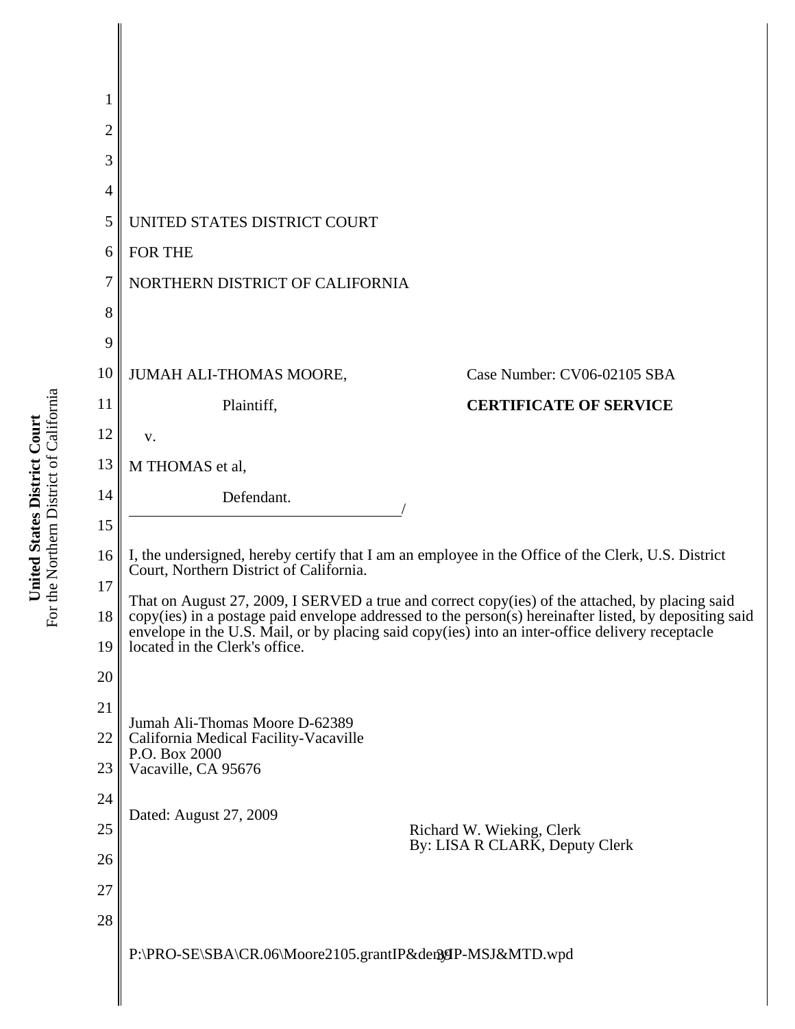UNITED STATES DISTRICT COURT

FOR THE

NORTHERN DISTRICT OF CALIFORNIA

JUMAH ALI-THOMAS MOORE,

Plaintiff,

v.

M THOMAS et al,

Defendant.
/

Case Number: CV06-02105 SBA

**CERTIFICATE OF SERVICE**

I, the undersigned, hereby certify that I am an employee in the Office of the Clerk, U.S. District Court, Northern District of California.

That on August 27, 2009, I SERVED a true and correct copy(ies) of the attached, by placing said copy(ies) in a postage paid envelope addressed to the person(s) hereinafter listed, by depositing said envelope in the U.S. Mail, or by placing said copy(ies) into an inter-office delivery receptacle located in the Clerk's office.

Jumah Ali-Thomas Moore D-62389
California Medical Facility-Vacaville
P.O. Box 2000
Vacaville, CA 95676

Dated: August 27, 2009

Richard W. Wieking, Clerk
By: LISA R CLARK, Deputy Clerk

P:\PRO-SE\SBA\CR.06\Moore2105.grantIP&denyIP-MSJ&MTD.wpd